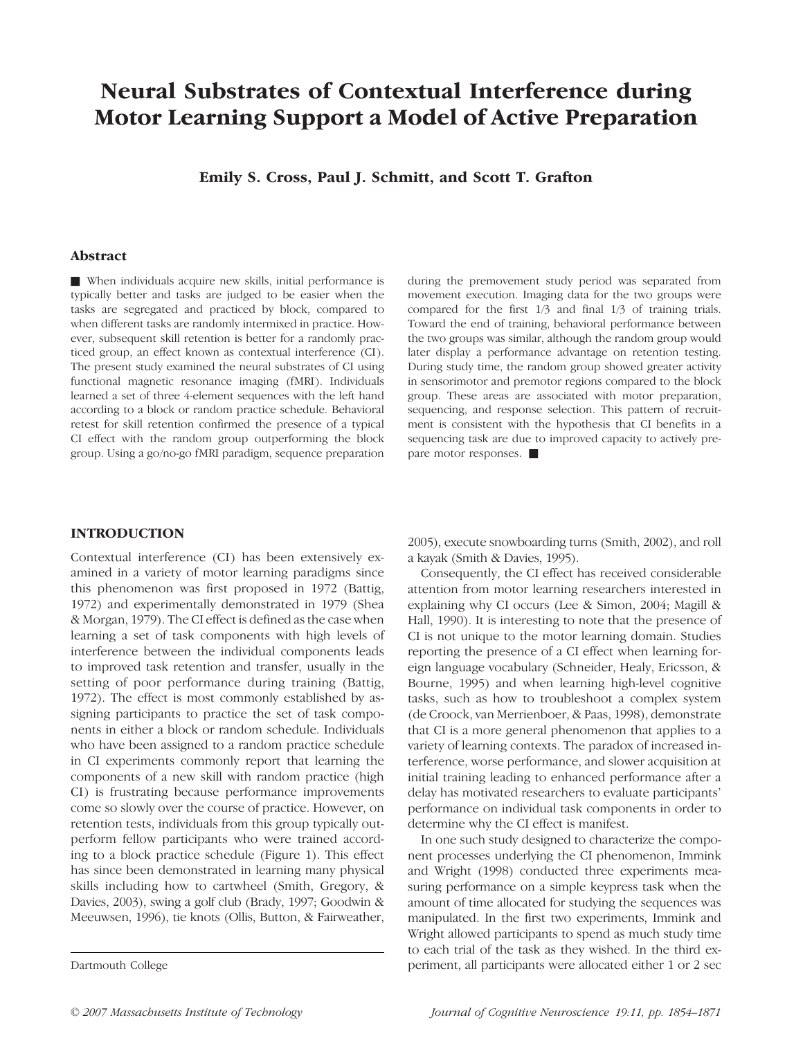# Neural Substrates of Contextual Interference during Motor Learning Support a Model of Active Preparation

**Emily S. Cross, Paul J. Schmitt, and Scott T. Grafton**

Dartmouth College

## Abstract

■ When individuals acquire new skills, initial performance is typically better and tasks are judged to be easier when the tasks are segregated and practiced by block, compared to when different tasks are randomly intermixed in practice. However, subsequent skill retention is better for a randomly practiced group, an effect known as contextual interference (CI). The present study examined the neural substrates of CI using functional magnetic resonance imaging (fMRI). Individuals learned a set of three 4-element sequences with the left hand according to a block or random practice schedule. Behavioral retest for skill retention confirmed the presence of a typical CI effect with the random group outperforming the block group. Using a go/no-go fMRI paradigm, sequence preparation during the premovement study period was separated from movement execution. Imaging data for the two groups were compared for the first 1/3 and final 1/3 of training trials. Toward the end of training, behavioral performance between the two groups was similar, although the random group would later display a performance advantage on retention testing. During study time, the random group showed greater activity in sensorimotor and premotor regions compared to the block group. These areas are associated with motor preparation, sequencing, and response selection. This pattern of recruitment is consistent with the hypothesis that CI benefits in a sequencing task are due to improved capacity to actively prepare motor responses. ■

## INTRODUCTION

Contextual interference (CI) has been extensively examined in a variety of motor learning paradigms since this phenomenon was first proposed in 1972 (Battig, 1972) and experimentally demonstrated in 1979 (Shea & Morgan, 1979). The CI effect is defined as the case when learning a set of task components with high levels of interference between the individual components leads to improved task retention and transfer, usually in the setting of poor performance during training (Battig, 1972). The effect is most commonly established by assigning participants to practice the set of task components in either a block or random schedule. Individuals who have been assigned to a random practice schedule in CI experiments commonly report that learning the components of a new skill with random practice (high CI) is frustrating because performance improvements come so slowly over the course of practice. However, on retention tests, individuals from this group typically outperform fellow participants who were trained according to a block practice schedule (Figure 1). This effect has since been demonstrated in learning many physical skills including how to cartwheel (Smith, Gregory, & Davies, 2003), swing a golf club (Brady, 1997; Goodwin & Meeuwsen, 1996), tie knots (Ollis, Button, & Fairweather, 2005), execute snowboarding turns (Smith, 2002), and roll a kayak (Smith & Davies, 1995).

Consequently, the CI effect has received considerable attention from motor learning researchers interested in explaining why CI occurs (Lee & Simon, 2004; Magill & Hall, 1990). It is interesting to note that the presence of CI is not unique to the motor learning domain. Studies reporting the presence of a CI effect when learning foreign language vocabulary (Schneider, Healy, Ericsson, & Bourne, 1995) and when learning high-level cognitive tasks, such as how to troubleshoot a complex system (de Croock, van Merrienboer, & Paas, 1998), demonstrate that CI is a more general phenomenon that applies to a variety of learning contexts. The paradox of increased interference, worse performance, and slower acquisition at initial training leading to enhanced performance after a delay has motivated researchers to evaluate participants' performance on individual task components in order to determine why the CI effect is manifest.

In one such study designed to characterize the component processes underlying the CI phenomenon, Immink and Wright (1998) conducted three experiments measuring performance on a simple keypress task when the amount of time allocated for studying the sequences was manipulated. In the first two experiments, Immink and Wright allowed participants to spend as much study time to each trial of the task as they wished. In the third experiment, all participants were allocated either 1 or 2 sec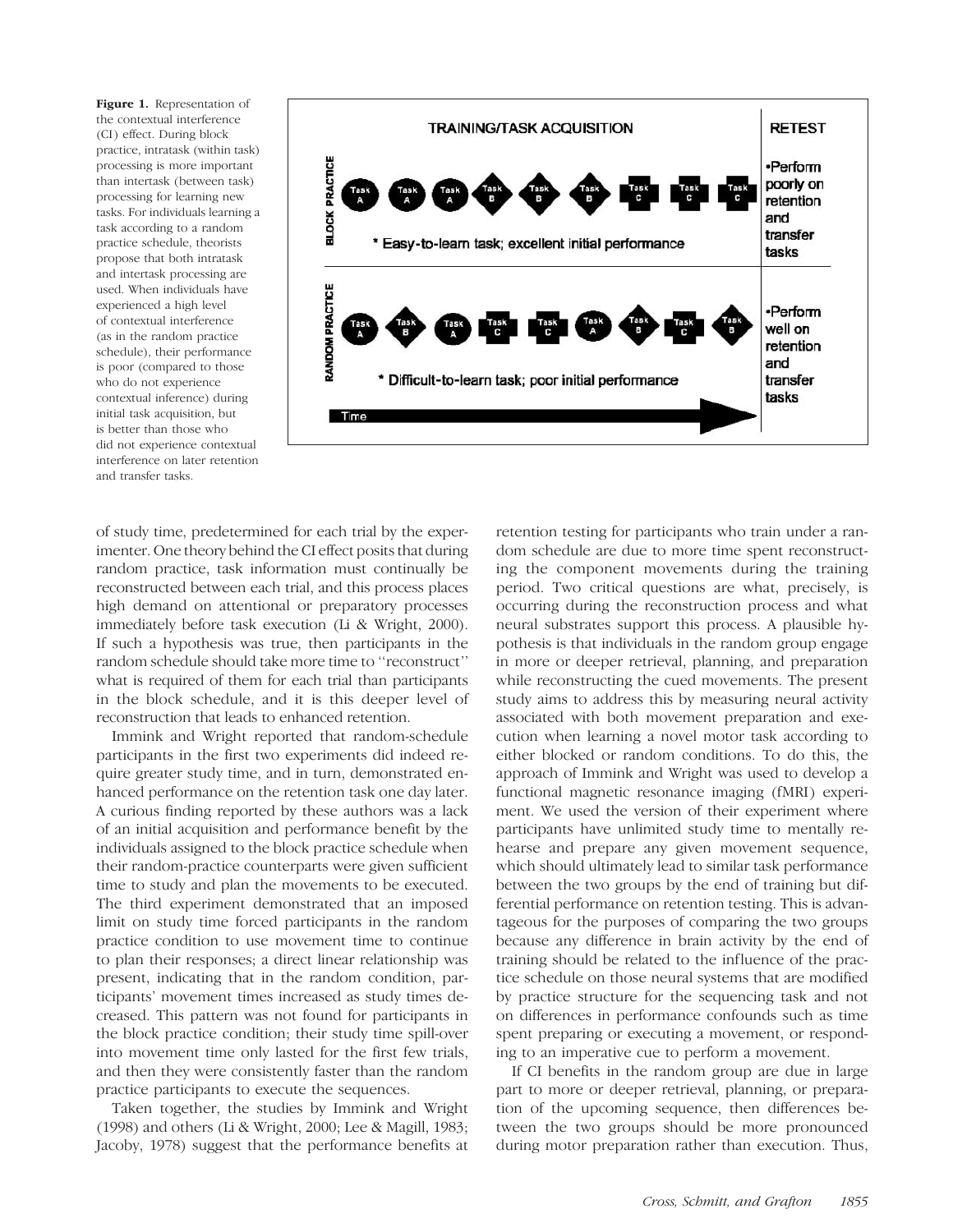**Figure 1.** Representation of the contextual interference (CI) effect. During block practice, intratask (within task) processing is more important than intertask (between task) processing for learning new tasks. For individuals learning a task according to a random practice schedule, theorists propose that both intratask and intertask processing are used. When individuals have experienced a high level of contextual interference (as in the random practice schedule), their performance is poor (compared to those who do not experience contextual inference) during initial task acquisition, but is better than those who did not experience contextual interference on later retention and transfer tasks.

of study time, predetermined for each trial by the experimenter. One theory behind the CI effect posits that during random practice, task information must continually be reconstructed between each trial, and this process places high demand on attentional or preparatory processes immediately before task execution (Li & Wright, 2000). If such a hypothesis was true, then participants in the random schedule should take more time to ''reconstruct'' what is required of them for each trial than participants in the block schedule, and it is this deeper level of reconstruction that leads to enhanced retention.

Immink and Wright reported that random-schedule participants in the first two experiments did indeed require greater study time, and in turn, demonstrated enhanced performance on the retention task one day later. A curious finding reported by these authors was a lack of an initial acquisition and performance benefit by the individuals assigned to the block practice schedule when their random-practice counterparts were given sufficient time to study and plan the movements to be executed. The third experiment demonstrated that an imposed limit on study time forced participants in the random practice condition to use movement time to continue to plan their responses; a direct linear relationship was present, indicating that in the random condition, participants' movement times increased as study times decreased. This pattern was not found for participants in the block practice condition; their study time spill-over into movement time only lasted for the first few trials, and then they were consistently faster than the random practice participants to execute the sequences.

Taken together, the studies by Immink and Wright (1998) and others (Li & Wright, 2000; Lee & Magill, 1983; Jacoby, 1978) suggest that the performance benefits at retention testing for participants who train under a random schedule are due to more time spent reconstructing the component movements during the training period. Two critical questions are what, precisely, is occurring during the reconstruction process and what neural substrates support this process. A plausible hypothesis is that individuals in the random group engage in more or deeper retrieval, planning, and preparation while reconstructing the cued movements. The present study aims to address this by measuring neural activity associated with both movement preparation and execution when learning a novel motor task according to either blocked or random conditions. To do this, the approach of Immink and Wright was used to develop a functional magnetic resonance imaging (fMRI) experiment. We used the version of their experiment where participants have unlimited study time to mentally rehearse and prepare any given movement sequence, which should ultimately lead to similar task performance between the two groups by the end of training but differential performance on retention testing. This is advantageous for the purposes of comparing the two groups because any difference in brain activity by the end of training should be related to the influence of the practice schedule on those neural systems that are modified by practice structure for the sequencing task and not on differences in performance confounds such as time spent preparing or executing a movement, or responding to an imperative cue to perform a movement.

If CI benefits in the random group are due in large part to more or deeper retrieval, planning, or preparation of the upcoming sequence, then differences between the two groups should be more pronounced during motor preparation rather than execution. Thus,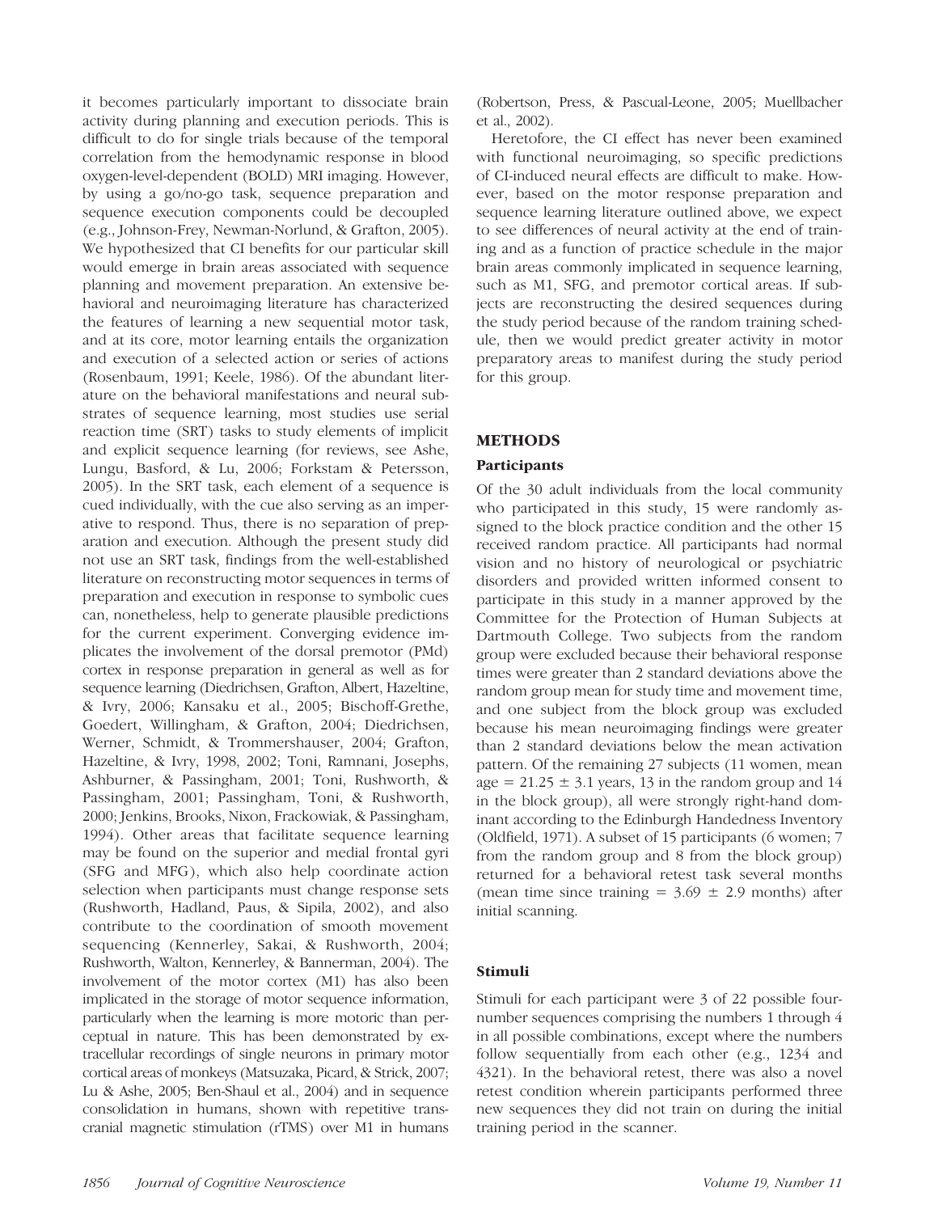it becomes particularly important to dissociate brain activity during planning and execution periods. This is difficult to do for single trials because of the temporal correlation from the hemodynamic response in blood oxygen-level-dependent (BOLD) MRI imaging. However, by using a go/no-go task, sequence preparation and sequence execution components could be decoupled (e.g., Johnson-Frey, Newman-Norlund, & Grafton, 2005). We hypothesized that CI benefits for our particular skill would emerge in brain areas associated with sequence planning and movement preparation. An extensive behavioral and neuroimaging literature has characterized the features of learning a new sequential motor task, and at its core, motor learning entails the organization and execution of a selected action or series of actions (Rosenbaum, 1991; Keele, 1986). Of the abundant literature on the behavioral manifestations and neural substrates of sequence learning, most studies use serial reaction time (SRT) tasks to study elements of implicit and explicit sequence learning (for reviews, see Ashe, Lungu, Basford, & Lu, 2006; Forkstam & Petersson, 2005). In the SRT task, each element of a sequence is cued individually, with the cue also serving as an imperative to respond. Thus, there is no separation of preparation and execution. Although the present study did not use an SRT task, findings from the well-established literature on reconstructing motor sequences in terms of preparation and execution in response to symbolic cues can, nonetheless, help to generate plausible predictions for the current experiment. Converging evidence implicates the involvement of the dorsal premotor (PMd) cortex in response preparation in general as well as for sequence learning (Diedrichsen, Grafton, Albert, Hazeltine, & Ivry, 2006; Kansaku et al., 2005; Bischoff-Grethe, Goedert, Willingham, & Grafton, 2004; Diedrichsen, Werner, Schmidt, & Trommershauser, 2004; Grafton, Hazeltine, & Ivry, 1998, 2002; Toni, Ramnani, Josephs, Ashburner, & Passingham, 2001; Toni, Rushworth, & Passingham, 2001; Passingham, Toni, & Rushworth, 2000; Jenkins, Brooks, Nixon, Frackowiak, & Passingham, 1994). Other areas that facilitate sequence learning may be found on the superior and medial frontal gyri (SFG and MFG), which also help coordinate action selection when participants must change response sets (Rushworth, Hadland, Paus, & Sipila, 2002), and also contribute to the coordination of smooth movement sequencing (Kennerley, Sakai, & Rushworth, 2004; Rushworth, Walton, Kennerley, & Bannerman, 2004). The involvement of the motor cortex (M1) has also been implicated in the storage of motor sequence information, particularly when the learning is more motoric than perceptual in nature. This has been demonstrated by extracellular recordings of single neurons in primary motor cortical areas of monkeys (Matsuzaka, Picard, & Strick, 2007; Lu & Ashe, 2005; Ben-Shaul et al., 2004) and in sequence consolidation in humans, shown with repetitive transcranial magnetic stimulation (rTMS) over M1 in humans (Robertson, Press, & Pascual-Leone, 2005; Muellbacher et al., 2002).

Heretofore, the CI effect has never been examined with functional neuroimaging, so specific predictions of CI-induced neural effects are difficult to make. However, based on the motor response preparation and sequence learning literature outlined above, we expect to see differences of neural activity at the end of training and as a function of practice schedule in the major brain areas commonly implicated in sequence learning, such as M1, SFG, and premotor cortical areas. If subjects are reconstructing the desired sequences during the study period because of the random training schedule, then we would predict greater activity in motor preparatory areas to manifest during the study period for this group.

## METHODS

### Participants

Of the 30 adult individuals from the local community who participated in this study, 15 were randomly assigned to the block practice condition and the other 15 received random practice. All participants had normal vision and no history of neurological or psychiatric disorders and provided written informed consent to participate in this study in a manner approved by the Committee for the Protection of Human Subjects at Dartmouth College. Two subjects from the random group were excluded because their behavioral response times were greater than 2 standard deviations above the random group mean for study time and movement time, and one subject from the block group was excluded because his mean neuroimaging findings were greater than 2 standard deviations below the mean activation pattern. Of the remaining 27 subjects (11 women, mean age = 21.25 ± 3.1 years, 13 in the random group and 14 in the block group), all were strongly right-hand dominant according to the Edinburgh Handedness Inventory (Oldfield, 1971). A subset of 15 participants (6 women; 7 from the random group and 8 from the block group) returned for a behavioral retest task several months (mean time since training = 3.69 ± 2.9 months) after initial scanning.

### Stimuli

Stimuli for each participant were 3 of 22 possible four-number sequences comprising the numbers 1 through 4 in all possible combinations, except where the numbers follow sequentially from each other (e.g., 1234 and 4321). In the behavioral retest, there was also a novel retest condition wherein participants performed three new sequences they did not train on during the initial training period in the scanner.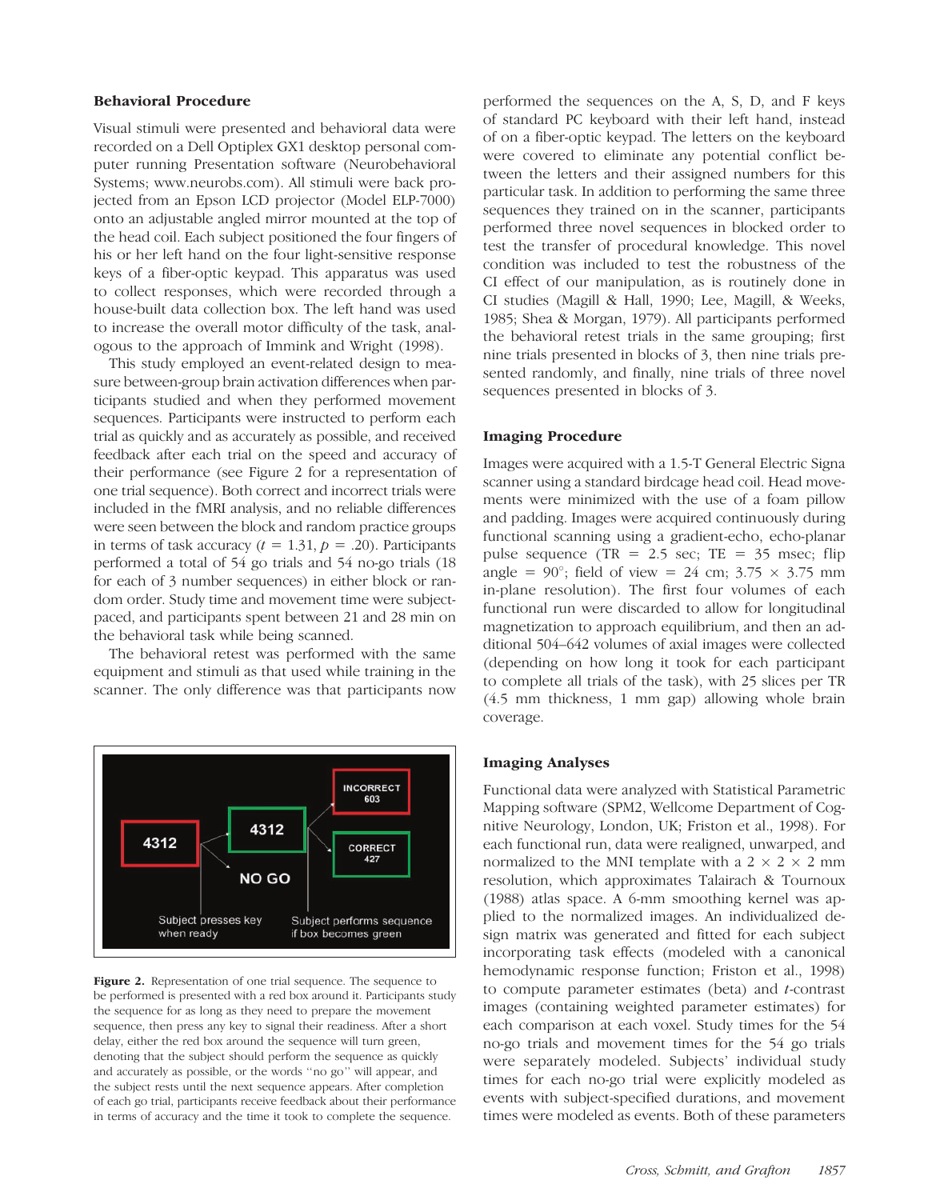### Behavioral Procedure

Visual stimuli were presented and behavioral data were recorded on a Dell Optiplex GX1 desktop personal computer running Presentation software (Neurobehavioral Systems; www.neurobs.com). All stimuli were projected from an Epson LCD projector (Model ELP-7000) onto an adjustable angled mirror mounted at the top of the head coil. Each subject positioned the four fingers of his or her left hand on the four light-sensitive response keys of a fiber-optic keypad. This apparatus was used to collect responses, which were recorded through a house-built data collection box. The left hand was used to increase the overall motor difficulty of the task, analogous to the approach of Immink and Wright (1998).

This study employed an event-related design to measure between-group brain activation differences when participants studied and when they performed movement sequences. Participants were instructed to perform each trial as quickly and as accurately as possible, and received feedback after each trial on the speed and accuracy of their performance (see Figure 2 for a representation of one trial sequence). Both correct and incorrect trials were included in the fMRI analysis, and no reliable differences were seen between the block and random practice groups in terms of task accuracy ($t = 1.31$, $p = .20$). Participants performed a total of 54 go trials and 54 no-go trials (18 for each of 3 number sequences) in either block or random order. Study time and movement time were subject-paced, and participants spent between 21 and 28 min on the behavioral task while being scanned.

The behavioral retest was performed with the same equipment and stimuli as that used while training in the scanner. The only difference was that participants now performed the sequences on the A, S, D, and F keys of standard PC keyboard with their left hand, instead of on a fiber-optic keypad. The letters on the keyboard were covered to eliminate any potential conflict between the letters and their assigned numbers for this particular task. In addition to performing the same three sequences they trained on in the scanner, participants performed three novel sequences in blocked order to test the transfer of procedural knowledge. This novel condition was included to test the robustness of the CI effect of our manipulation, as is routinely done in CI studies (Magill & Hall, 1990; Lee, Magill, & Weeks, 1985; Shea & Morgan, 1979). All participants performed the behavioral retest trials in the same grouping; first nine trials presented in blocks of 3, then nine trials presented randomly, and finally, nine trials of three novel sequences presented in blocks of 3.

**Figure 2.** Representation of one trial sequence. The sequence to be performed is presented with a red box around it. Participants study the sequence for as long as they need to prepare the movement sequence, then press any key to signal their readiness. After a short delay, either the red box around the sequence will turn green, denoting that the subject should perform the sequence as quickly and accurately as possible, or the words "no go" will appear, and the subject rests until the next sequence appears. After completion of each go trial, participants receive feedback about their performance in terms of accuracy and the time it took to complete the sequence.

### Imaging Procedure

Images were acquired with a 1.5-T General Electric Signa scanner using a standard birdcage head coil. Head movements were minimized with the use of a foam pillow and padding. Images were acquired continuously during functional scanning using a gradient-echo, echo-planar pulse sequence (TR = 2.5 sec; TE = 35 msec; flip angle = 90°; field of view = 24 cm; $3.75 \times 3.75$ mm in-plane resolution). The first four volumes of each functional run were discarded to allow for longitudinal magnetization to approach equilibrium, and then an additional 504–642 volumes of axial images were collected (depending on how long it took for each participant to complete all trials of the task), with 25 slices per TR (4.5 mm thickness, 1 mm gap) allowing whole brain coverage.

### Imaging Analyses

Functional data were analyzed with Statistical Parametric Mapping software (SPM2, Wellcome Department of Cognitive Neurology, London, UK; Friston et al., 1998). For each functional run, data were realigned, unwarped, and normalized to the MNI template with a $2 \times 2 \times 2$ mm resolution, which approximates Talairach & Tournoux (1988) atlas space. A 6-mm smoothing kernel was applied to the normalized images. An individualized design matrix was generated and fitted for each subject incorporating task effects (modeled with a canonical hemodynamic response function; Friston et al., 1998) to compute parameter estimates (beta) and $t$-contrast images (containing weighted parameter estimates) for each comparison at each voxel. Study times for the 54 no-go trials and movement times for the 54 go trials were separately modeled. Subjects' individual study times for each no-go trial were explicitly modeled as events with subject-specified durations, and movement times were modeled as events. Both of these parameters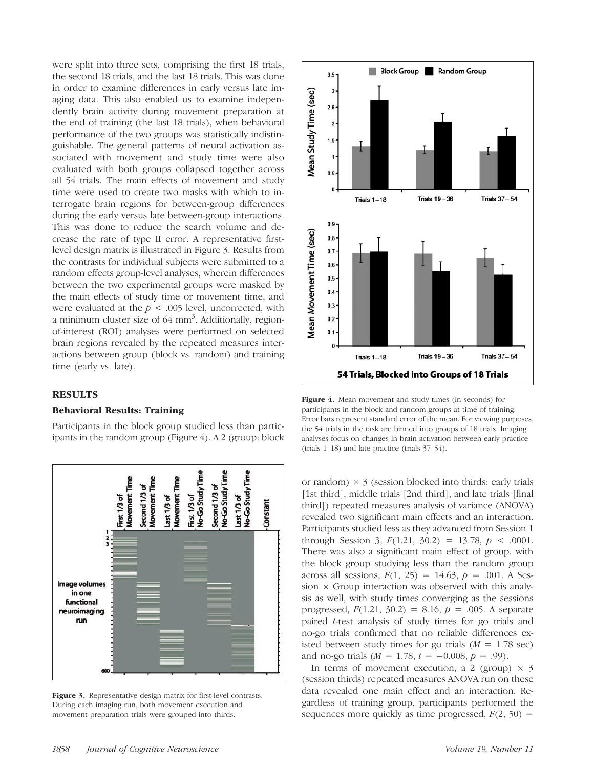were split into three sets, comprising the first 18 trials, the second 18 trials, and the last 18 trials. This was done in order to examine differences in early versus late imaging data. This also enabled us to examine independently brain activity during movement preparation at the end of training (the last 18 trials), when behavioral performance of the two groups was statistically indistinguishable. The general patterns of neural activation associated with movement and study time were also evaluated with both groups collapsed together across all 54 trials. The main effects of movement and study time were used to create two masks with which to interrogate brain regions for between-group differences during the early versus late between-group interactions. This was done to reduce the search volume and decrease the rate of type II error. A representative first-level design matrix is illustrated in Figure 3. Results from the contrasts for individual subjects were submitted to a random effects group-level analyses, wherein differences between the two experimental groups were masked by the main effects of study time or movement time, and were evaluated at the $p < .005$ level, uncorrected, with a minimum cluster size of 64 $mm^3$. Additionally, region-of-interest (ROI) analyses were performed on selected brain regions revealed by the repeated measures interactions between group (block vs. random) and training time (early vs. late).

Figure 3. Representative design matrix for first-level contrasts. During each imaging run, both movement execution and movement preparation trials were grouped into thirds.

Figure 4. Mean movement and study times (in seconds) for participants in the block and random groups at time of training. Error bars represent standard error of the mean. For viewing purposes, the 54 trials in the task are binned into groups of 18 trials. Imaging analyses focus on changes in brain activation between early practice (trials 1–18) and late practice (trials 37–54).

## RESULTS

### Behavioral Results: Training

Participants in the block group studied less than participants in the random group (Figure 4). A 2 (group: block or random) × 3 (session blocked into thirds: early trials [1st third], middle trials [2nd third], and late trials [final third]) repeated measures analysis of variance (ANOVA) revealed two significant main effects and an interaction. Participants studied less as they advanced from Session 1 through Session 3, $F(1.21, 30.2) = 13.78$, $p < .0001$. There was also a significant main effect of group, with the block group studying less than the random group across all sessions, $F(1, 25) = 14.63$, $p = .001$. A Session × Group interaction was observed with this analysis as well, with study times converging as the sessions progressed, $F(1.21, 30.2) = 8.16$, $p = .005$. A separate paired $t$-test analysis of study times for go trials and no-go trials confirmed that no reliable differences existed between study times for go trials ($M = 1.78$ sec) and no-go trials ($M = 1.78$, $t = -0.008$, $p = .99$).

In terms of movement execution, a 2 (group) × 3 (session thirds) repeated measures ANOVA run on these data revealed one main effect and an interaction. Regardless of training group, participants performed the sequences more quickly as time progressed, $F(2, 50) =$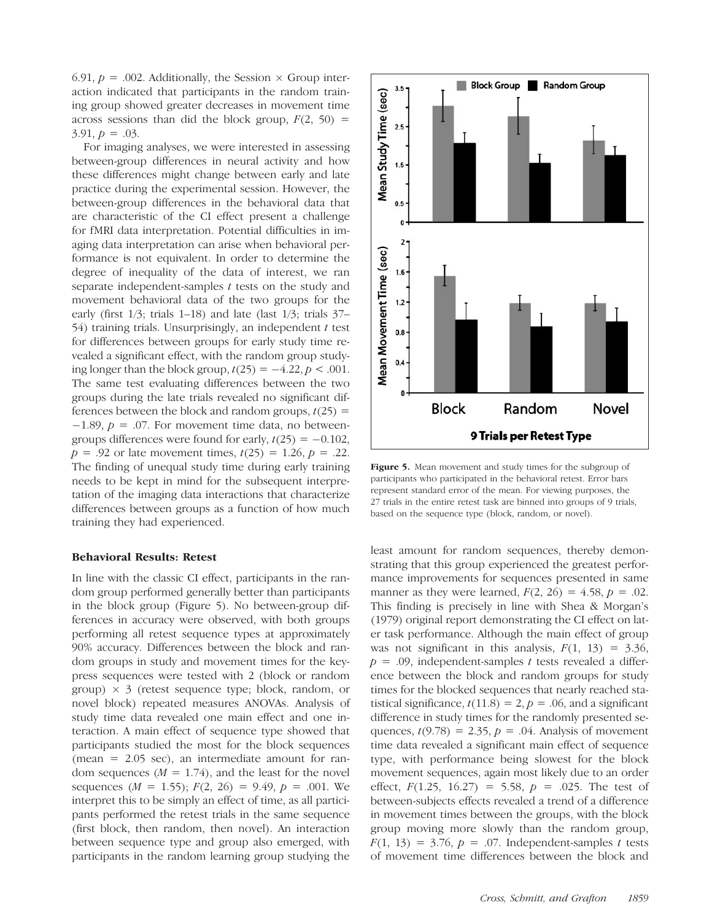6.91, $p$ = .002. Additionally, the Session × Group interaction indicated that participants in the random training group showed greater decreases in movement time across sessions than did the block group, $F(2, 50) = 3.91$, $p = .03$.

For imaging analyses, we were interested in assessing between-group differences in neural activity and how these differences might change between early and late practice during the experimental session. However, the between-group differences in the behavioral data that are characteristic of the CI effect present a challenge for fMRI data interpretation. Potential difficulties in imaging data interpretation can arise when behavioral performance is not equivalent. In order to determine the degree of inequality of the data of interest, we ran separate independent-samples $t$ tests on the study and movement behavioral data of the two groups for the early (first 1/3; trials 1–18) and late (last 1/3; trials 37–54) training trials. Unsurprisingly, an independent $t$ test for differences between groups for early study time revealed a significant effect, with the random group studying longer than the block group, $t(25) = -4.22$, $p < .001$. The same test evaluating differences between the two groups during the late trials revealed no significant differences between the block and random groups, $t(25) = -1.89$, $p = .07$. For movement time data, no between-groups differences were found for early, $t(25) = -0.102$, $p = .92$ or late movement times, $t(25) = 1.26$, $p = .22$. The finding of unequal study time during early training needs to be kept in mind for the subsequent interpretation of the imaging data interactions that characterize differences between groups as a function of how much training they had experienced.

**Figure 5.** Mean movement and study times for the subgroup of participants who participated in the behavioral retest. Error bars represent standard error of the mean. For viewing purposes, the 27 trials in the entire retest task are binned into groups of 9 trials, based on the sequence type (block, random, or novel).

### Behavioral Results: Retest

In line with the classic CI effect, participants in the random group performed generally better than participants in the block group (Figure 5). No between-group differences in accuracy were observed, with both groups performing all retest sequence types at approximately 90% accuracy. Differences between the block and random groups in study and movement times for the keypress sequences were tested with 2 (block or random group) × 3 (retest sequence type; block, random, or novel block) repeated measures ANOVAs. Analysis of study time data revealed one main effect and one interaction. A main effect of sequence type showed that participants studied the most for the block sequences (mean = 2.05 sec), an intermediate amount for random sequences ($M$ = 1.74), and the least for the novel sequences ($M$ = 1.55); $F(2, 26) = 9.49$, $p = .001$. We interpret this to be simply an effect of time, as all participants performed the retest trials in the same sequence (first block, then random, then novel). An interaction between sequence type and group also emerged, with participants in the random learning group studying the least amount for random sequences, thereby demonstrating that this group experienced the greatest performance improvements for sequences presented in same manner as they were learned, $F(2, 26) = 4.58$, $p = .02$. This finding is precisely in line with Shea & Morgan's (1979) original report demonstrating the CI effect on later task performance. Although the main effect of group was not significant in this analysis, $F(1, 13) = 3.36$, $p = .09$, independent-samples $t$ tests revealed a difference between the blocked and random groups for study times for the blocked sequences that nearly reached statistical significance, $t(11.8) = 2$, $p = .06$, and a significant difference in study times for the randomly presented sequences, $t(9.78) = 2.35$, $p = .04$. Analysis of movement time data revealed a significant main effect of sequence type, with performance being slowest for the block movement sequences, again most likely due to an order effect, $F(1.25, 16.27) = 5.58$, $p = .025$. The test of between-subjects effects revealed a trend of a difference in movement times between the groups, with the block group moving more slowly than the random group, $F(1, 13) = 3.76$, $p = .07$. Independent-samples $t$ tests of movement time differences between the block and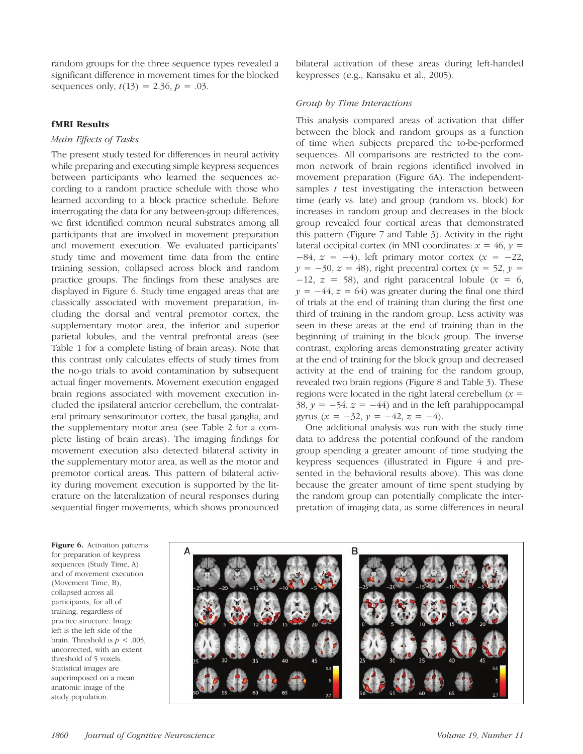random groups for the three sequence types revealed a significant difference in movement times for the blocked sequences only, $t(13) = 2.36$, $p = .03$.

## fMRI Results

### *Main Effects of Tasks*

The present study tested for differences in neural activity while preparing and executing simple keypress sequences between participants who learned the sequences according to a random practice schedule with those who learned according to a block practice schedule. Before interrogating the data for any between-group differences, we first identified common neural substrates among all participants that are involved in movement preparation and movement execution. We evaluated participants' study time and movement time data from the entire training session, collapsed across block and random practice groups. The findings from these analyses are displayed in Figure 6. Study time engaged areas that are classically associated with movement preparation, including the dorsal and ventral premotor cortex, the supplementary motor area, the inferior and superior parietal lobules, and the ventral prefrontal areas (see Table 1 for a complete listing of brain areas). Note that this contrast only calculates effects of study times from the no-go trials to avoid contamination by subsequent actual finger movements. Movement execution engaged brain regions associated with movement execution included the ipsilateral anterior cerebellum, the contralateral primary sensorimotor cortex, the basal ganglia, and the supplementary motor area (see Table 2 for a complete listing of brain areas). The imaging findings for movement execution also detected bilateral activity in the supplementary motor area, as well as the motor and premotor cortical areas. This pattern of bilateral activity during movement execution is supported by the literature on the lateralization of neural responses during sequential finger movements, which shows pronounced bilateral activation of these areas during left-handed keypresses (e.g., Kansaku et al., 2005).

### *Group by Time Interactions*

This analysis compared areas of activation that differ between the block and random groups as a function of time when subjects prepared the to-be-performed sequences. All comparisons are restricted to the common network of brain regions identified involved in movement preparation (Figure 6A). The independent-samples $t$ test investigating the interaction between time (early vs. late) and group (random vs. block) for increases in random group and decreases in the block group revealed four cortical areas that demonstrated this pattern (Figure 7 and Table 3). Activity in the right lateral occipital cortex (in MNI coordinates: $x = 46$, $y = -84$, $z = -4$), left primary motor cortex ($x = -22$, $y = -30$, $z = 48$), right precentral cortex ($x = 52$, $y = -12$, $z = 58$), and right paracentral lobule ($x = 6$, $y = -44$, $z = 64$) was greater during the final one third of trials at the end of training than during the first one third of training in the random group. Less activity was seen in these areas at the end of training than in the beginning of training in the block group. The inverse contrast, exploring areas demonstrating greater activity at the end of training for the block group and decreased activity at the end of training for the random group, revealed two brain regions (Figure 8 and Table 3). These regions were located in the right lateral cerebellum ($x = 38$, $y = -54$, $z = -44$) and in the left parahippocampal gyrus ($x = -32$, $y = -42$, $z = -4$).

One additional analysis was run with the study time data to address the potential confound of the random group spending a greater amount of time studying the keypress sequences (illustrated in Figure 4 and presented in the behavioral results above). This was done because the greater amount of time spent studying by the random group can potentially complicate the interpretation of imaging data, as some differences in neural

**Figure 6.** Activation patterns for preparation of keypress sequences (Study Time, A) and of movement execution (Movement Time, B), collapsed across all participants, for all of training, regardless of practice structure. Image left is the left side of the brain. Threshold is $p < .005$, uncorrected, with an extent threshold of 5 voxels. Statistical images are superimposed on a mean anatomic image of the study population.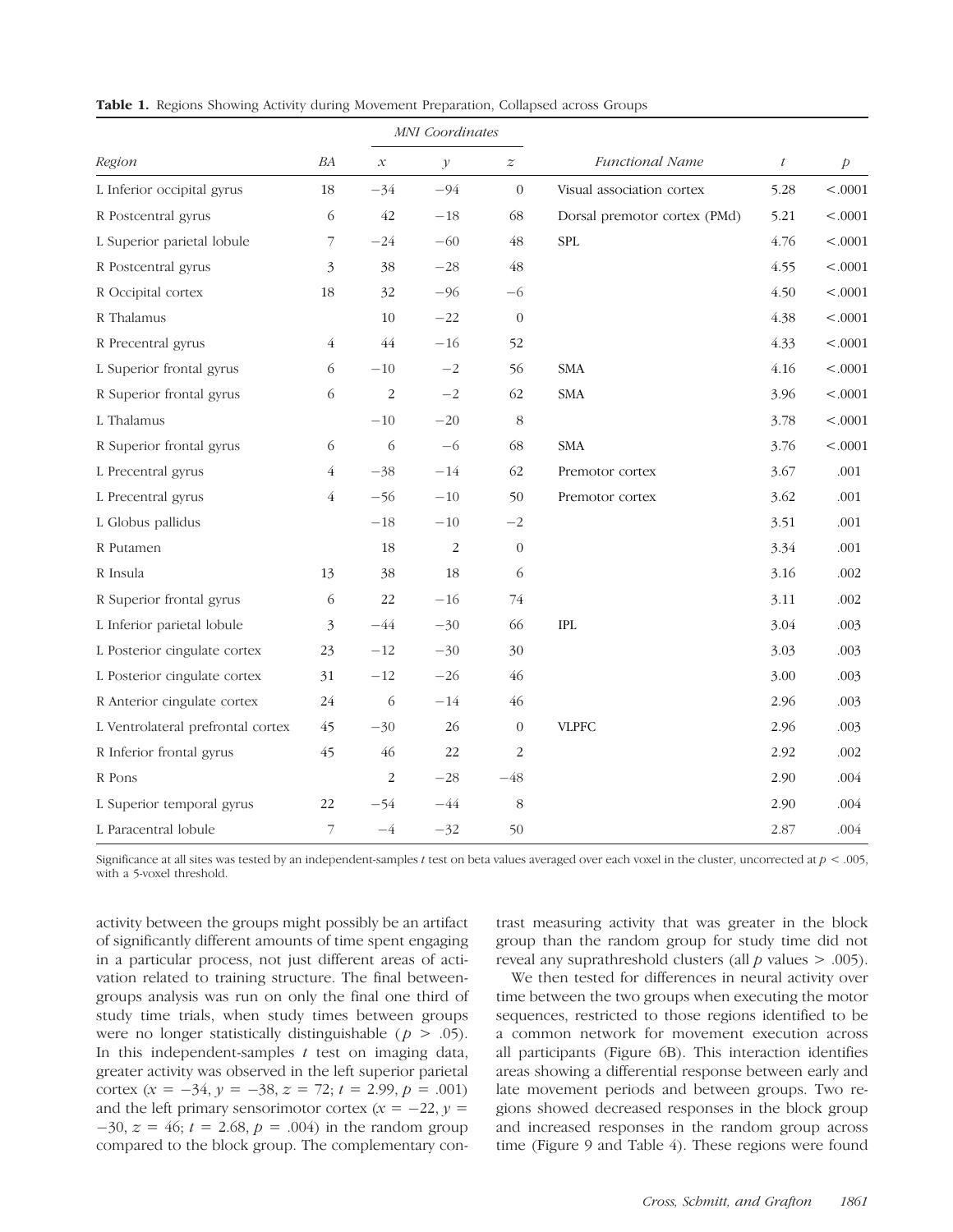**Table 1.** Regions Showing Activity during Movement Preparation, Collapsed across Groups

| Region | BA | MNI Coordinates | | | Functional Name | $t$ | $p$ |
|---|---|---|---|---|---|---|---|
| | | $x$ | $y$ | $z$ | | | |
| L Inferior occipital gyrus | 18 | −34 | −94 | 0 | Visual association cortex | 5.28 | <.0001 |
| R Postcentral gyrus | 6 | 42 | −18 | 68 | Dorsal premotor cortex (PMd) | 5.21 | <.0001 |
| L Superior parietal lobule | 7 | −24 | −60 | 48 | SPL | 4.76 | <.0001 |
| R Postcentral gyrus | 3 | 38 | −28 | 48 | | 4.55 | <.0001 |
| R Occipital cortex | 18 | 32 | −96 | −6 | | 4.50 | <.0001 |
| R Thalamus | | 10 | −22 | 0 | | 4.38 | <.0001 |
| R Precentral gyrus | 4 | 44 | −16 | 52 | | 4.33 | <.0001 |
| L Superior frontal gyrus | 6 | −10 | −2 | 56 | SMA | 4.16 | <.0001 |
| R Superior frontal gyrus | 6 | 2 | −2 | 62 | SMA | 3.96 | <.0001 |
| L Thalamus | | −10 | −20 | 8 | | 3.78 | <.0001 |
| R Superior frontal gyrus | 6 | 6 | −6 | 68 | SMA | 3.76 | <.0001 |
| L Precentral gyrus | 4 | −38 | −14 | 62 | Premotor cortex | 3.67 | .001 |
| L Precentral gyrus | 4 | −56 | −10 | 50 | Premotor cortex | 3.62 | .001 |
| L Globus pallidus | | −18 | −10 | −2 | | 3.51 | .001 |
| R Putamen | | 18 | 2 | 0 | | 3.34 | .001 |
| R Insula | 13 | 38 | 18 | 6 | | 3.16 | .002 |
| R Superior frontal gyrus | 6 | 22 | −16 | 74 | | 3.11 | .002 |
| L Inferior parietal lobule | 3 | −44 | −30 | 66 | IPL | 3.04 | .003 |
| L Posterior cingulate cortex | 23 | −12 | −30 | 30 | | 3.03 | .003 |
| L Posterior cingulate cortex | 31 | −12 | −26 | 46 | | 3.00 | .003 |
| R Anterior cingulate cortex | 24 | 6 | −14 | 46 | | 2.96 | .003 |
| L Ventrolateral prefrontal cortex | 45 | −30 | 26 | 0 | VLPFC | 2.96 | .003 |
| R Inferior frontal gyrus | 45 | 46 | 22 | 2 | | 2.92 | .002 |
| R Pons | | 2 | −28 | −48 | | 2.90 | .004 |
| L Superior temporal gyrus | 22 | −54 | −44 | 8 | | 2.90 | .004 |
| L Paracentral lobule | 7 | −4 | −32 | 50 | | 2.87 | .004 |

Significance at all sites was tested by an independent-samples $t$ test on beta values averaged over each voxel in the cluster, uncorrected at $p < .005$, with a 5-voxel threshold.

activity between the groups might possibly be an artifact of significantly different amounts of time spent engaging in a particular process, not just different areas of activation related to training structure. The final between-groups analysis was run on only the final one third of study time trials, when study times between groups were no longer statistically distinguishable ($p > .05$). In this independent-samples $t$ test on imaging data, greater activity was observed in the left superior parietal cortex ($x = -34$, $y = -38$, $z = 72$; $t = 2.99$, $p = .001$) and the left primary sensorimotor cortex ($x = -22$, $y = -30$, $z = 46$; $t = 2.68$, $p = .004$) in the random group compared to the block group. The complementary contrast measuring activity that was greater in the block group than the random group for study time did not reveal any suprathreshold clusters (all $p$ values $> .005$).

We then tested for differences in neural activity over time between the two groups when executing the motor sequences, restricted to those regions identified to be a common network for movement execution across all participants (Figure 6B). This interaction identifies areas showing a differential response between early and late movement periods and between groups. Two regions showed decreased responses in the block group and increased responses in the random group across time (Figure 9 and Table 4). These regions were found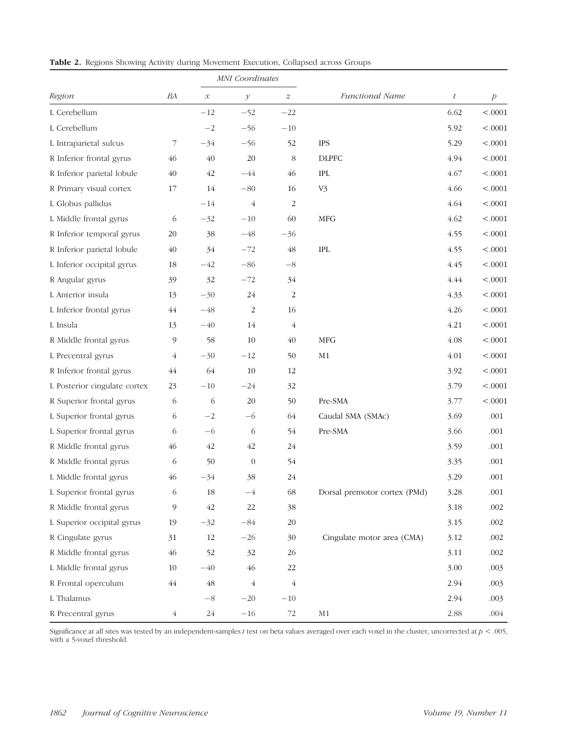**Table 2.** Regions Showing Activity during Movement Execution, Collapsed across Groups

| Region | BA | MNI Coordinates | | | Functional Name | $t$ | $p$ |
|---|---|---|---|---|---|---|---|
| | | $x$ | $y$ | $z$ | | | |
| L Cerebellum | | −12 | −52 | −22 | | 6.62 | <.0001 |
| L Cerebellum | | −2 | −56 | −10 | | 5.92 | <.0001 |
| L Intraparietal sulcus | 7 | −34 | −56 | 52 | IPS | 5.29 | <.0001 |
| R Inferior frontal gyrus | 46 | 40 | 20 | 8 | DLPFC | 4.94 | <.0001 |
| R Inferior parietal lobule | 40 | 42 | −44 | 46 | IPL | 4.67 | <.0001 |
| R Primary visual cortex | 17 | 14 | −80 | 16 | V3 | 4.66 | <.0001 |
| L Globus pallidus | | −14 | 4 | 2 | | 4.64 | <.0001 |
| L Middle frontal gyrus | 6 | −32 | −10 | 60 | MFG | 4.62 | <.0001 |
| R Inferior temporal gyrus | 20 | 38 | −48 | −36 | | 4.55 | <.0001 |
| R Inferior parietal lobule | 40 | 34 | −72 | 48 | IPL | 4.55 | <.0001 |
| L Inferior occipital gyrus | 18 | −42 | −86 | −8 | | 4.45 | <.0001 |
| R Angular gyrus | 39 | 32 | −72 | 34 | | 4.44 | <.0001 |
| L Anterior insula | 13 | −30 | 24 | 2 | | 4.33 | <.0001 |
| L Inferior frontal gyrus | 44 | −48 | 2 | 16 | | 4.26 | <.0001 |
| L Insula | 13 | −40 | 14 | 4 | | 4.21 | <.0001 |
| R Middle frontal gyrus | 9 | 58 | 10 | 40 | MFG | 4.08 | <.0001 |
| L Precentral gyrus | 4 | −30 | −12 | 50 | M1 | 4.01 | <.0001 |
| R Inferior frontal gyrus | 44 | 64 | 10 | 12 | | 3.92 | <.0001 |
| L Posterior cingulate cortex | 23 | −10 | −24 | 32 | | 3.79 | <.0001 |
| R Superior frontal gyrus | 6 | 6 | 20 | 50 | Pre-SMA | 3.77 | <.0001 |
| L Superior frontal gyrus | 6 | −2 | −6 | 64 | Caudal SMA (SMAc) | 3.69 | .001 |
| L Superior frontal gyrus | 6 | −6 | 6 | 54 | Pre-SMA | 3.66 | .001 |
| R Middle frontal gyrus | 46 | 42 | 42 | 24 | | 3.59 | .001 |
| R Middle frontal gyrus | 6 | 50 | 0 | 54 | | 3.35 | .001 |
| L Middle frontal gyrus | 46 | −34 | 38 | 24 | | 3.29 | .001 |
| L Superior frontal gyrus | 6 | 18 | −4 | 68 | Dorsal premotor cortex (PMd) | 3.28 | .001 |
| R Middle frontal gyrus | 9 | 42 | 22 | 38 | | 3.18 | .002 |
| L Superior occipital gyrus | 19 | −32 | −84 | 20 | | 3.15 | .002 |
| R Cingulate gyrus | 31 | 12 | −26 | 30 | Cingulate motor area (CMA) | 3.12 | .002 |
| R Middle frontal gyrus | 46 | 52 | 32 | 26 | | 3.11 | .002 |
| L Middle frontal gyrus | 10 | −40 | 46 | 22 | | 3.00 | .003 |
| R Frontal operculum | 44 | 48 | 4 | 4 | | 2.94 | .003 |
| L Thalamus | | −8 | −20 | −10 | | 2.94 | .003 |
| R Precentral gyrus | 4 | 24 | −16 | 72 | M1 | 2.88 | .004 |

Significance at all sites was tested by an independent-samples $t$ test on beta values averaged over each voxel in the cluster, uncorrected at $p < .005$, with a 5-voxel threshold.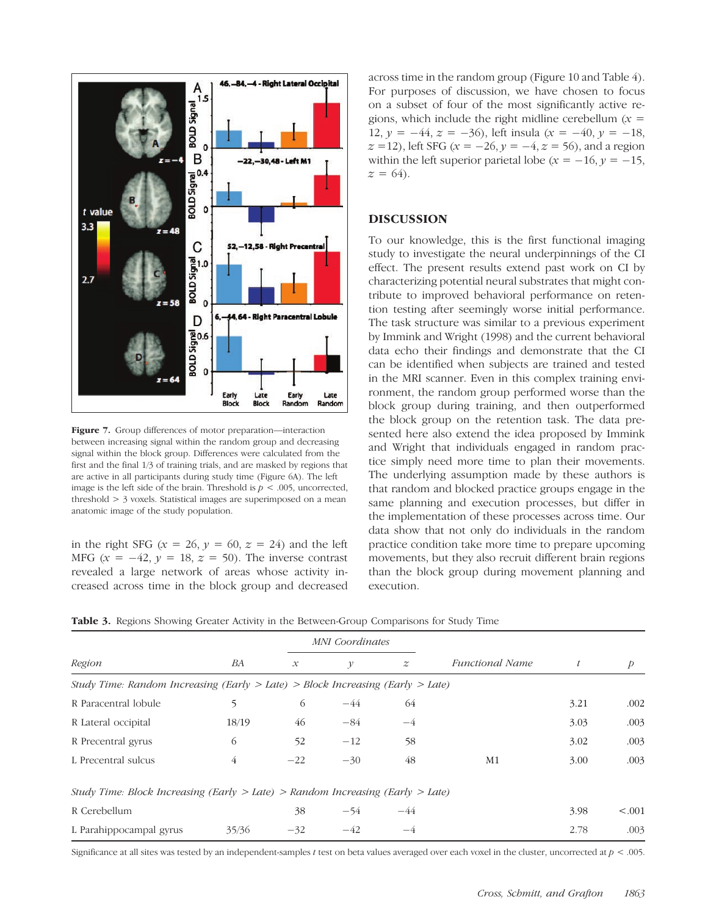**Figure 7.** Group differences of motor preparation—interaction between increasing signal within the random group and decreasing signal within the block group. Differences were calculated from the first and the final 1/3 of training trials, and are masked by regions that are active in all participants during study time (Figure 6A). The left image is the left side of the brain. Threshold is $p < .005$, uncorrected, threshold $> 3$ voxels. Statistical images are superimposed on a mean anatomic image of the study population.

in the right SFG ($x = 26$, $y = 60$, $z = 24$) and the left MFG ($x = -42$, $y = 18$, $z = 50$). The inverse contrast revealed a large network of areas whose activity increased across time in the block group and decreased across time in the random group (Figure 10 and Table 4). For purposes of discussion, we have chosen to focus on a subset of four of the most significantly active regions, which include the right midline cerebellum ($x = 12$, $y = -44$, $z = -36$), left insula ($x = -40$, $y = -18$, $z = 12$), left SFG ($x = -26$, $y = -4$, $z = 56$), and a region within the left superior parietal lobe ($x = -16$, $y = -15$, $z = 64$).

## DISCUSSION

To our knowledge, this is the first functional imaging study to investigate the neural underpinnings of the CI effect. The present results extend past work on CI by characterizing potential neural substrates that might contribute to improved behavioral performance on retention testing after seemingly worse initial performance. The task structure was similar to a previous experiment by Immink and Wright (1998) and the current behavioral data echo their findings and demonstrate that the CI can be identified when subjects are trained and tested in the MRI scanner. Even in this complex training environment, the random group performed worse than the block group during training, and then outperformed the block group on the retention task. The data presented here also extend the idea proposed by Immink and Wright that individuals engaged in random practice simply need more time to plan their movements. The underlying assumption made by these authors is that random and blocked practice groups engage in the same planning and execution processes, but differ in the implementation of these processes across time. Our data show that not only do individuals in the random practice condition take more time to prepare upcoming movements, but they also recruit different brain regions than the block group during movement planning and execution.

**Table 3.** Regions Showing Greater Activity in the Between-Group Comparisons for Study Time

| Region | BA | MNI Coordinates | | | Functional Name | $t$ | $p$ |
|---|---|---|---|---|---|---|---|
| | | $x$ | $y$ | $z$ | | | |
| *Study Time: Random Increasing (Early > Late) > Block Increasing (Early > Late)* | | | | | | | |
| R Paracentral lobule | 5 | 6 | −44 | 64 | | 3.21 | .002 |
| R Lateral occipital | 18/19 | 46 | −84 | −4 | | 3.03 | .003 |
| R Precentral gyrus | 6 | 52 | −12 | 58 | | 3.02 | .003 |
| L Precentral sulcus | 4 | −22 | −30 | 48 | M1 | 3.00 | .003 |
| *Study Time: Block Increasing (Early > Late) > Random Increasing (Early > Late)* | | | | | | | |
| R Cerebellum | | 38 | −54 | −44 | | 3.98 | <.001 |
| L Parahippocampal gyrus | 35/36 | −32 | −42 | −4 | | 2.78 | .003 |

Significance at all sites was tested by an independent-samples $t$ test on beta values averaged over each voxel in the cluster, uncorrected at $p < .005$.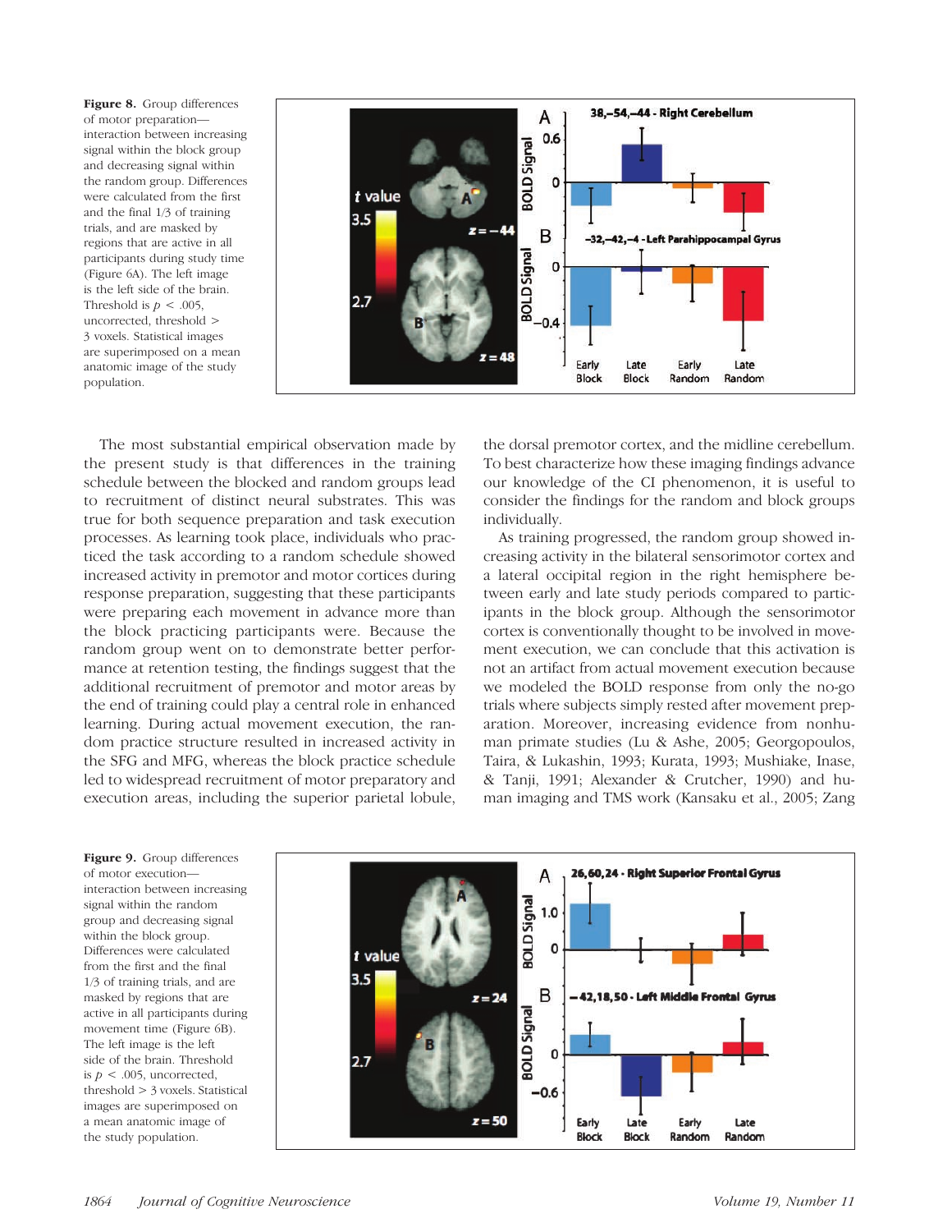**Figure 8.** Group differences of motor preparation—interaction between increasing signal within the block group and decreasing signal within the random group. Differences were calculated from the first and the final 1/3 of training trials, and are masked by regions that are active in all participants during study time (Figure 6A). The left image is the left side of the brain. Threshold is $p < .005$, uncorrected, threshold > 3 voxels. Statistical images are superimposed on a mean anatomic image of the study population.

The most substantial empirical observation made by the present study is that differences in the training schedule between the blocked and random groups lead to recruitment of distinct neural substrates. This was true for both sequence preparation and task execution processes. As learning took place, individuals who practiced the task according to a random schedule showed increased activity in premotor and motor cortices during response preparation, suggesting that these participants were preparing each movement in advance more than the block practicing participants were. Because the random group went on to demonstrate better performance at retention testing, the findings suggest that the additional recruitment of premotor and motor areas by the end of training could play a central role in enhanced learning. During actual movement execution, the random practice structure resulted in increased activity in the SFG and MFG, whereas the block practice schedule led to widespread recruitment of motor preparatory and execution areas, including the superior parietal lobule, the dorsal premotor cortex, and the midline cerebellum. To best characterize how these imaging findings advance our knowledge of the CI phenomenon, it is useful to consider the findings for the random and block groups individually.

As training progressed, the random group showed increasing activity in the bilateral sensorimotor cortex and a lateral occipital region in the right hemisphere between early and late study periods compared to participants in the block group. Although the sensorimotor cortex is conventionally thought to be involved in movement execution, we can conclude that this activation is not an artifact from actual movement execution because we modeled the BOLD response from only the no-go trials where subjects simply rested after movement preparation. Moreover, increasing evidence from nonhuman primate studies (Lu & Ashe, 2005; Georgopoulos, Taira, & Lukashin, 1993; Kurata, 1993; Mushiake, Inase, & Tanji, 1991; Alexander & Crutcher, 1990) and human imaging and TMS work (Kansaku et al., 2005; Zang

**Figure 9.** Group differences of motor execution—interaction between increasing signal within the random group and decreasing signal within the block group. Differences were calculated from the first and the final 1/3 of training trials, and are masked by regions that are active in all participants during movement time (Figure 6B). The left image is the left side of the brain. Threshold is $p < .005$, uncorrected, threshold > 3 voxels. Statistical images are superimposed on a mean anatomic image of the study population.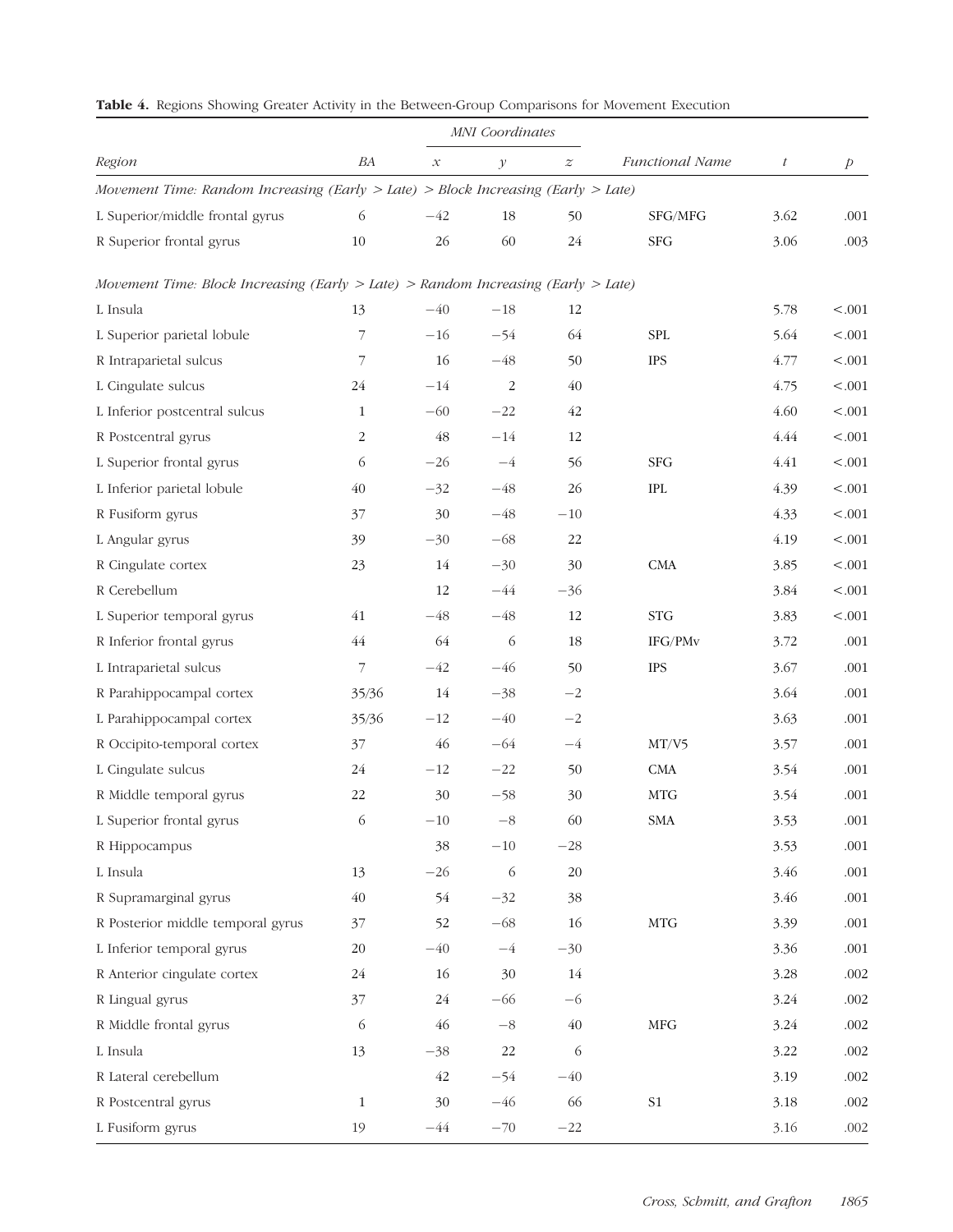**Table 4.** Regions Showing Greater Activity in the Between-Group Comparisons for Movement Execution

| Region | BA | MNI Coordinates | | | Functional Name | *t* | *p* |
|---|---|---|---|---|---|---|---|
| | | *x* | *y* | *z* | | | |
| *Movement Time: Random Increasing (Early > Late) > Block Increasing (Early > Late)* | | | | | | | |
| L Superior/middle frontal gyrus | 6 | −42 | 18 | 50 | SFG/MFG | 3.62 | .001 |
| R Superior frontal gyrus | 10 | 26 | 60 | 24 | SFG | 3.06 | .003 |
| *Movement Time: Block Increasing (Early > Late) > Random Increasing (Early > Late)* | | | | | | | |
| L Insula | 13 | −40 | −18 | 12 | | 5.78 | <.001 |
| L Superior parietal lobule | 7 | −16 | −54 | 64 | SPL | 5.64 | <.001 |
| R Intraparietal sulcus | 7 | 16 | −48 | 50 | IPS | 4.77 | <.001 |
| L Cingulate sulcus | 24 | −14 | 2 | 40 | | 4.75 | <.001 |
| L Inferior postcentral sulcus | 1 | −60 | −22 | 42 | | 4.60 | <.001 |
| R Postcentral gyrus | 2 | 48 | −14 | 12 | | 4.44 | <.001 |
| L Superior frontal gyrus | 6 | −26 | −4 | 56 | SFG | 4.41 | <.001 |
| L Inferior parietal lobule | 40 | −32 | −48 | 26 | IPL | 4.39 | <.001 |
| R Fusiform gyrus | 37 | 30 | −48 | −10 | | 4.33 | <.001 |
| L Angular gyrus | 39 | −30 | −68 | 22 | | 4.19 | <.001 |
| R Cingulate cortex | 23 | 14 | −30 | 30 | CMA | 3.85 | <.001 |
| R Cerebellum | | 12 | −44 | −36 | | 3.84 | <.001 |
| L Superior temporal gyrus | 41 | −48 | −48 | 12 | STG | 3.83 | <.001 |
| R Inferior frontal gyrus | 44 | 64 | 6 | 18 | IFG/PMv | 3.72 | .001 |
| L Intraparietal sulcus | 7 | −42 | −46 | 50 | IPS | 3.67 | .001 |
| R Parahippocampal cortex | 35/36 | 14 | −38 | −2 | | 3.64 | .001 |
| L Parahippocampal cortex | 35/36 | −12 | −40 | −2 | | 3.63 | .001 |
| R Occipito-temporal cortex | 37 | 46 | −64 | −4 | MT/V5 | 3.57 | .001 |
| L Cingulate sulcus | 24 | −12 | −22 | 50 | CMA | 3.54 | .001 |
| R Middle temporal gyrus | 22 | 30 | −58 | 30 | MTG | 3.54 | .001 |
| L Superior frontal gyrus | 6 | −10 | −8 | 60 | SMA | 3.53 | .001 |
| R Hippocampus | | 38 | −10 | −28 | | 3.53 | .001 |
| L Insula | 13 | −26 | 6 | 20 | | 3.46 | .001 |
| R Supramarginal gyrus | 40 | 54 | −32 | 38 | | 3.46 | .001 |
| R Posterior middle temporal gyrus | 37 | 52 | −68 | 16 | MTG | 3.39 | .001 |
| L Inferior temporal gyrus | 20 | −40 | −4 | −30 | | 3.36 | .001 |
| R Anterior cingulate cortex | 24 | 16 | 30 | 14 | | 3.28 | .002 |
| R Lingual gyrus | 37 | 24 | −66 | −6 | | 3.24 | .002 |
| R Middle frontal gyrus | 6 | 46 | −8 | 40 | MFG | 3.24 | .002 |
| L Insula | 13 | −38 | 22 | 6 | | 3.22 | .002 |
| R Lateral cerebellum | | 42 | −54 | −40 | | 3.19 | .002 |
| R Postcentral gyrus | 1 | 30 | −46 | 66 | S1 | 3.18 | .002 |
| L Fusiform gyrus | 19 | −44 | −70 | −22 | | 3.16 | .002 |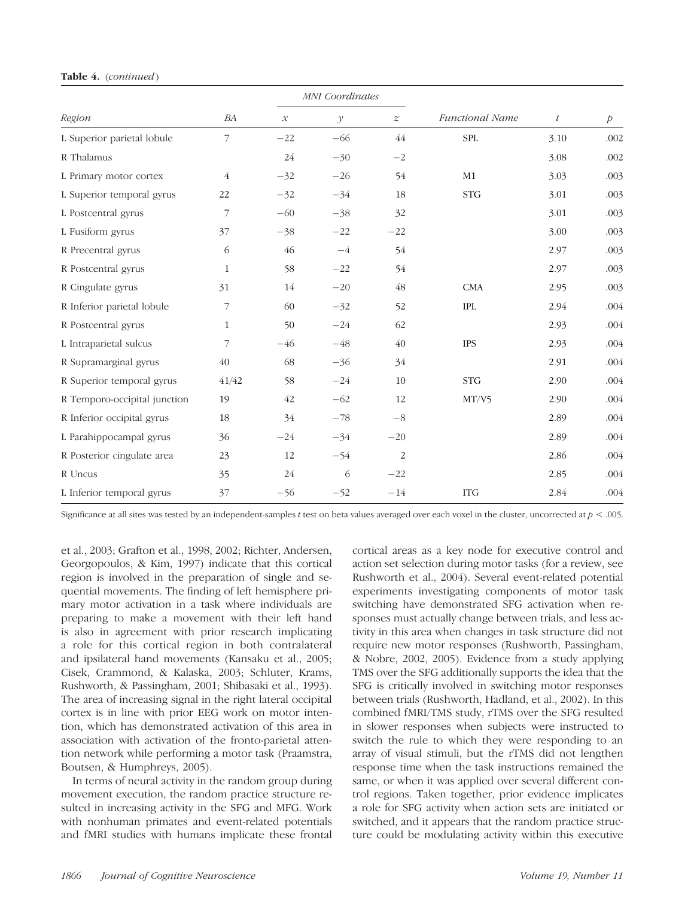**Table 4.** (*continued*)

| Region | BA | MNI Coordinates | | | Functional Name | $t$ | $p$ |
|---|---|---|---|---|---|---|---|
| | | $x$ | $y$ | $z$ | | | |
| L Superior parietal lobule | 7 | −22 | −66 | 44 | SPL | 3.10 | .002 |
| R Thalamus | | 24 | −30 | −2 | | 3.08 | .002 |
| L Primary motor cortex | 4 | −32 | −26 | 54 | M1 | 3.03 | .003 |
| L Superior temporal gyrus | 22 | −32 | −34 | 18 | STG | 3.01 | .003 |
| L Postcentral gyrus | 7 | −60 | −38 | 32 | | 3.01 | .003 |
| L Fusiform gyrus | 37 | −38 | −22 | −22 | | 3.00 | .003 |
| R Precentral gyrus | 6 | 46 | −4 | 54 | | 2.97 | .003 |
| R Postcentral gyrus | 1 | 58 | −22 | 54 | | 2.97 | .003 |
| R Cingulate gyrus | 31 | 14 | −20 | 48 | CMA | 2.95 | .003 |
| R Inferior parietal lobule | 7 | 60 | −32 | 52 | IPL | 2.94 | .004 |
| R Postcentral gyrus | 1 | 50 | −24 | 62 | | 2.93 | .004 |
| L Intraparietal sulcus | 7 | −46 | −48 | 40 | IPS | 2.93 | .004 |
| R Supramarginal gyrus | 40 | 68 | −36 | 34 | | 2.91 | .004 |
| R Superior temporal gyrus | 41/42 | 58 | −24 | 10 | STG | 2.90 | .004 |
| R Temporo-occipital junction | 19 | 42 | −62 | 12 | MT/V5 | 2.90 | .004 |
| R Inferior occipital gyrus | 18 | 34 | −78 | −8 | | 2.89 | .004 |
| L Parahippocampal gyrus | 36 | −24 | −34 | −20 | | 2.89 | .004 |
| R Posterior cingulate area | 23 | 12 | −54 | 2 | | 2.86 | .004 |
| R Uncus | 35 | 24 | 6 | −22 | | 2.85 | .004 |
| L Inferior temporal gyrus | 37 | −56 | −52 | −14 | ITG | 2.84 | .004 |

Significance at all sites was tested by an independent-samples $t$ test on beta values averaged over each voxel in the cluster, uncorrected at $p < .005$.

et al., 2003; Grafton et al., 1998, 2002; Richter, Andersen, Georgopoulos, & Kim, 1997) indicate that this cortical region is involved in the preparation of single and sequential movements. The finding of left hemisphere primary motor activation in a task where individuals are preparing to make a movement with their left hand is also in agreement with prior research implicating a role for this cortical region in both contralateral and ipsilateral hand movements (Kansaku et al., 2005; Cisek, Crammond, & Kalaska, 2003; Schluter, Krams, Rushworth, & Passingham, 2001; Shibasaki et al., 1993). The area of increasing signal in the right lateral occipital cortex is in line with prior EEG work on motor intention, which has demonstrated activation of this area in association with activation of the fronto-parietal attention network while performing a motor task (Praamstra, Boutsen, & Humphreys, 2005).

In terms of neural activity in the random group during movement execution, the random practice structure resulted in increasing activity in the SFG and MFG. Work with nonhuman primates and event-related potentials and fMRI studies with humans implicate these frontal cortical areas as a key node for executive control and action set selection during motor tasks (for a review, see Rushworth et al., 2004). Several event-related potential experiments investigating components of motor task switching have demonstrated SFG activation when responses must actually change between trials, and less activity in this area when changes in task structure did not require new motor responses (Rushworth, Passingham, & Nobre, 2002, 2005). Evidence from a study applying TMS over the SFG additionally supports the idea that the SFG is critically involved in switching motor responses between trials (Rushworth, Hadland, et al., 2002). In this combined fMRI/TMS study, rTMS over the SFG resulted in slower responses when subjects were instructed to switch the rule to which they were responding to an array of visual stimuli, but the rTMS did not lengthen response time when the task instructions remained the same, or when it was applied over several different control regions. Taken together, prior evidence implicates a role for SFG activity when action sets are initiated or switched, and it appears that the random practice structure could be modulating activity within this executive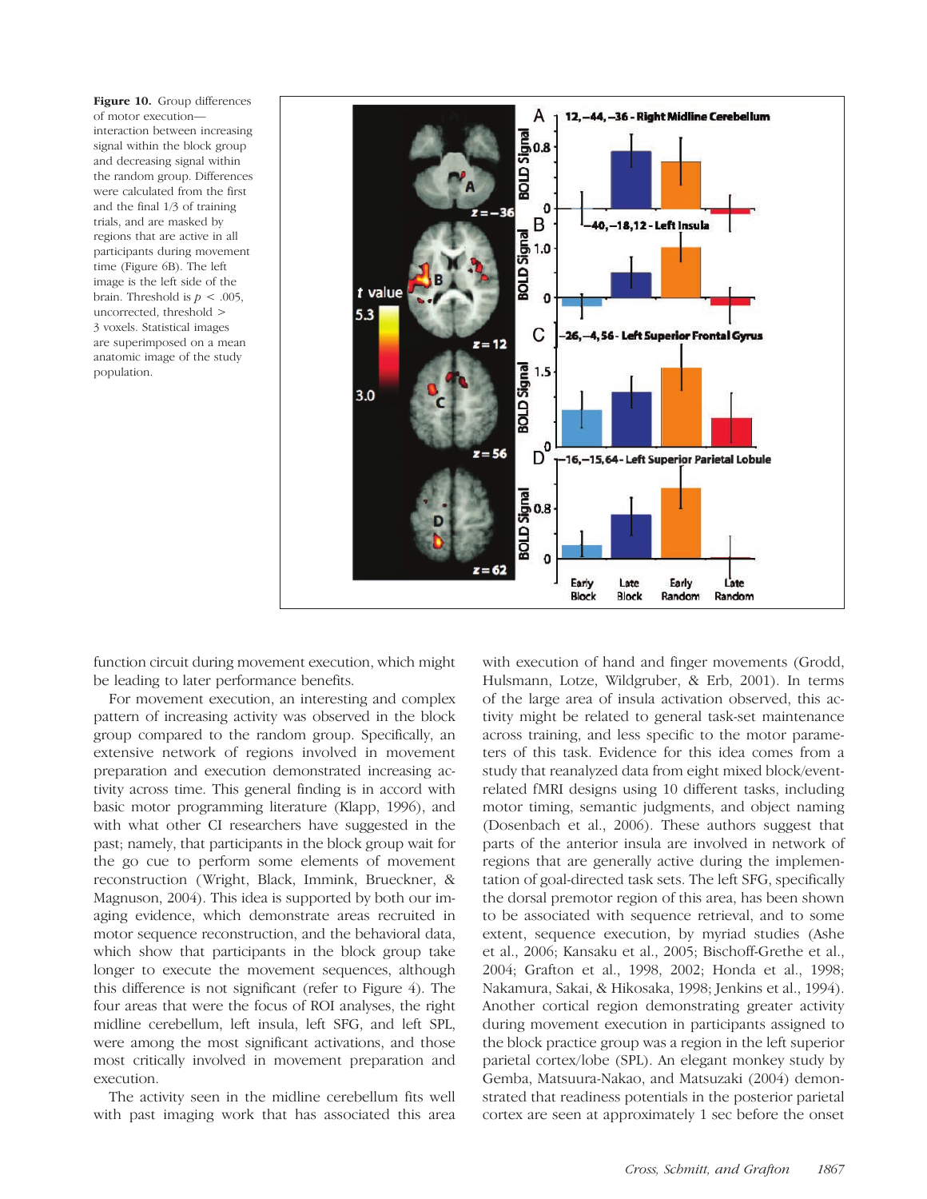**Figure 10.** Group differences of motor execution—interaction between increasing signal within the block group and decreasing signal within the random group. Differences were calculated from the first and the final 1/3 of training trials, and are masked by regions that are active in all participants during movement time (Figure 6B). The left image is the left side of the brain. Threshold is $p < .005$, uncorrected, threshold > 3 voxels. Statistical images are superimposed on a mean anatomic image of the study population.

function circuit during movement execution, which might be leading to later performance benefits.

For movement execution, an interesting and complex pattern of increasing activity was observed in the block group compared to the random group. Specifically, an extensive network of regions involved in movement preparation and execution demonstrated increasing activity across time. This general finding is in accord with basic motor programming literature (Klapp, 1996), and with what other CI researchers have suggested in the past; namely, that participants in the block group wait for the go cue to perform some elements of movement reconstruction (Wright, Black, Immink, Brueckner, & Magnuson, 2004). This idea is supported by both our imaging evidence, which demonstrate areas recruited in motor sequence reconstruction, and the behavioral data, which show that participants in the block group take longer to execute the movement sequences, although this difference is not significant (refer to Figure 4). The four areas that were the focus of ROI analyses, the right midline cerebellum, left insula, left SFG, and left SPL, were among the most significant activations, and those most critically involved in movement preparation and execution.

The activity seen in the midline cerebellum fits well with past imaging work that has associated this area with execution of hand and finger movements (Grodd, Hulsmann, Lotze, Wildgruber, & Erb, 2001). In terms of the large area of insula activation observed, this activity might be related to general task-set maintenance across training, and less specific to the motor parameters of this task. Evidence for this idea comes from a study that reanalyzed data from eight mixed block/event-related fMRI designs using 10 different tasks, including motor timing, semantic judgments, and object naming (Dosenbach et al., 2006). These authors suggest that parts of the anterior insula are involved in network of regions that are generally active during the implementation of goal-directed task sets. The left SFG, specifically the dorsal premotor region of this area, has been shown to be associated with sequence retrieval, and to some extent, sequence execution, by myriad studies (Ashe et al., 2006; Kansaku et al., 2005; Bischoff-Grethe et al., 2004; Grafton et al., 1998, 2002; Honda et al., 1998; Nakamura, Sakai, & Hikosaka, 1998; Jenkins et al., 1994). Another cortical region demonstrating greater activity during movement execution in participants assigned to the block practice group was a region in the left superior parietal cortex/lobe (SPL). An elegant monkey study by Gemba, Matsuura-Nakao, and Matsuzaki (2004) demonstrated that readiness potentials in the posterior parietal cortex are seen at approximately 1 sec before the onset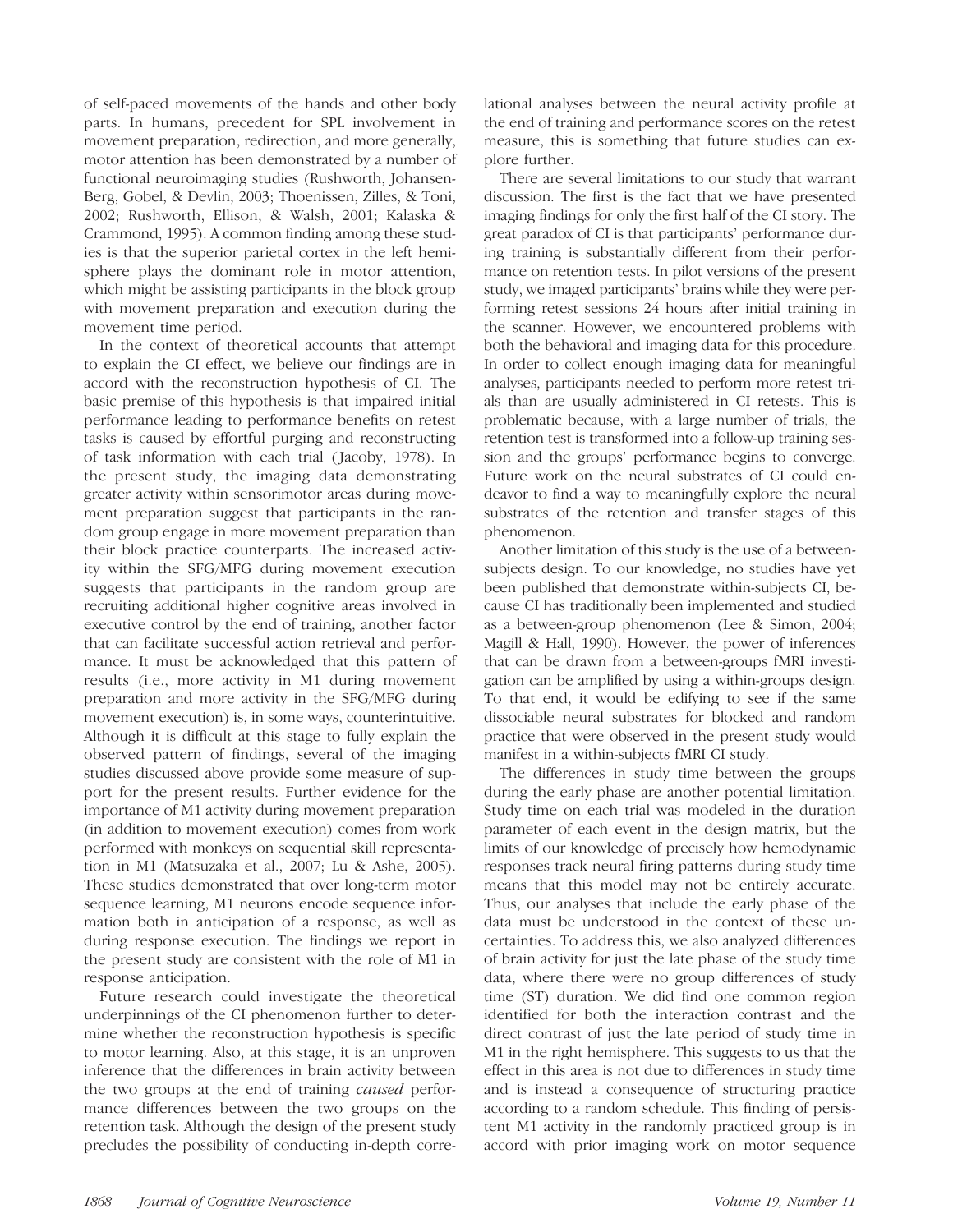of self-paced movements of the hands and other body parts. In humans, precedent for SPL involvement in movement preparation, redirection, and more generally, motor attention has been demonstrated by a number of functional neuroimaging studies (Rushworth, Johansen-Berg, Gobel, & Devlin, 2003; Thoenissen, Zilles, & Toni, 2002; Rushworth, Ellison, & Walsh, 2001; Kalaska & Crammond, 1995). A common finding among these studies is that the superior parietal cortex in the left hemisphere plays the dominant role in motor attention, which might be assisting participants in the block group with movement preparation and execution during the movement time period.

In the context of theoretical accounts that attempt to explain the CI effect, we believe our findings are in accord with the reconstruction hypothesis of CI. The basic premise of this hypothesis is that impaired initial performance leading to performance benefits on retest tasks is caused by effortful purging and reconstructing of task information with each trial (Jacoby, 1978). In the present study, the imaging data demonstrating greater activity within sensorimotor areas during movement preparation suggest that participants in the random group engage in more movement preparation than their block practice counterparts. The increased activity within the SFG/MFG during movement execution suggests that participants in the random group are recruiting additional higher cognitive areas involved in executive control by the end of training, another factor that can facilitate successful action retrieval and performance. It must be acknowledged that this pattern of results (i.e., more activity in M1 during movement preparation and more activity in the SFG/MFG during movement execution) is, in some ways, counterintuitive. Although it is difficult at this stage to fully explain the observed pattern of findings, several of the imaging studies discussed above provide some measure of support for the present results. Further evidence for the importance of M1 activity during movement preparation (in addition to movement execution) comes from work performed with monkeys on sequential skill representation in M1 (Matsuzaka et al., 2007; Lu & Ashe, 2005). These studies demonstrated that over long-term motor sequence learning, M1 neurons encode sequence information both in anticipation of a response, as well as during response execution. The findings we report in the present study are consistent with the role of M1 in response anticipation.

Future research could investigate the theoretical underpinnings of the CI phenomenon further to determine whether the reconstruction hypothesis is specific to motor learning. Also, at this stage, it is an unproven inference that the differences in brain activity between the two groups at the end of training *caused* performance differences between the two groups on the retention task. Although the design of the present study precludes the possibility of conducting in-depth correlational analyses between the neural activity profile at the end of training and performance scores on the retest measure, this is something that future studies can explore further.

There are several limitations to our study that warrant discussion. The first is the fact that we have presented imaging findings for only the first half of the CI story. The great paradox of CI is that participants' performance during training is substantially different from their performance on retention tests. In pilot versions of the present study, we imaged participants' brains while they were performing retest sessions 24 hours after initial training in the scanner. However, we encountered problems with both the behavioral and imaging data for this procedure. In order to collect enough imaging data for meaningful analyses, participants needed to perform more retest trials than are usually administered in CI retests. This is problematic because, with a large number of trials, the retention test is transformed into a follow-up training session and the groups' performance begins to converge. Future work on the neural substrates of CI could endeavor to find a way to meaningfully explore the neural substrates of the retention and transfer stages of this phenomenon.

Another limitation of this study is the use of a between-subjects design. To our knowledge, no studies have yet been published that demonstrate within-subjects CI, because CI has traditionally been implemented and studied as a between-group phenomenon (Lee & Simon, 2004; Magill & Hall, 1990). However, the power of inferences that can be drawn from a between-groups fMRI investigation can be amplified by using a within-groups design. To that end, it would be edifying to see if the same dissociable neural substrates for blocked and random practice that were observed in the present study would manifest in a within-subjects fMRI CI study.

The differences in study time between the groups during the early phase are another potential limitation. Study time on each trial was modeled in the duration parameter of each event in the design matrix, but the limits of our knowledge of precisely how hemodynamic responses track neural firing patterns during study time means that this model may not be entirely accurate. Thus, our analyses that include the early phase of the data must be understood in the context of these uncertainties. To address this, we also analyzed differences of brain activity for just the late phase of the study time data, where there were no group differences of study time (ST) duration. We did find one common region identified for both the interaction contrast and the direct contrast of just the late period of study time in M1 in the right hemisphere. This suggests to us that the effect in this area is not due to differences in study time and is instead a consequence of structuring practice according to a random schedule. This finding of persistent M1 activity in the randomly practiced group is in accord with prior imaging work on motor sequence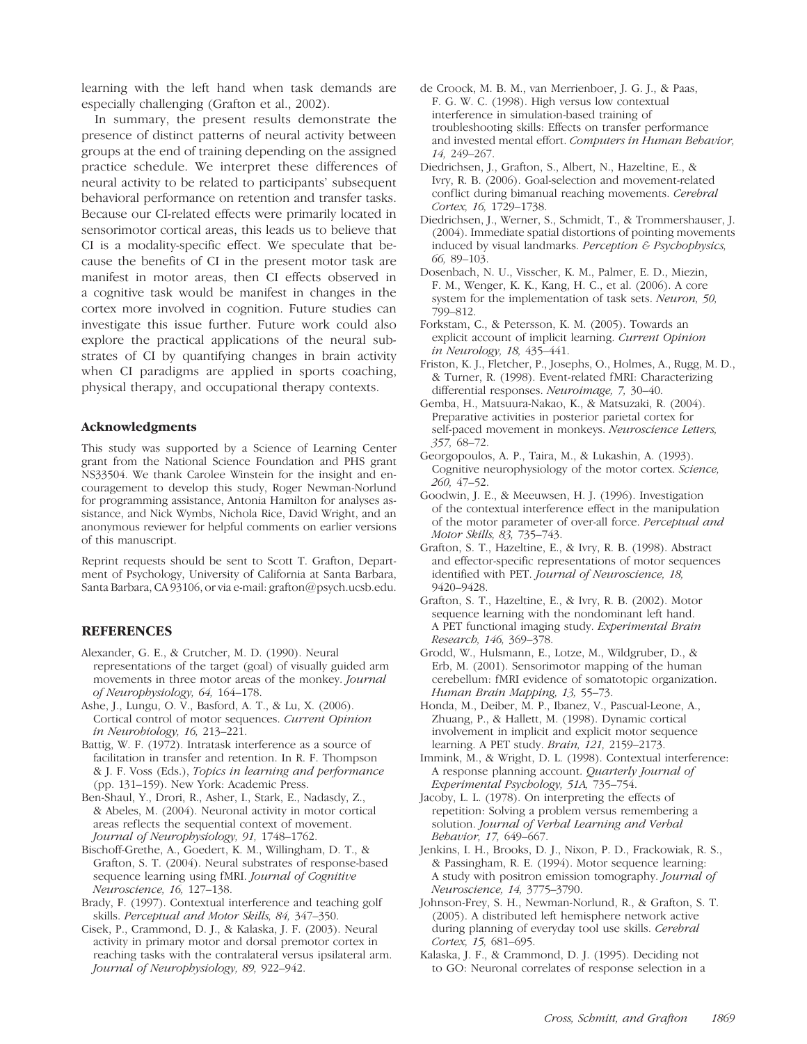learning with the left hand when task demands are especially challenging (Grafton et al., 2002).

In summary, the present results demonstrate the presence of distinct patterns of neural activity between groups at the end of training depending on the assigned practice schedule. We interpret these differences of neural activity to be related to participants' subsequent behavioral performance on retention and transfer tasks. Because our CI-related effects were primarily located in sensorimotor cortical areas, this leads us to believe that CI is a modality-specific effect. We speculate that because the benefits of CI in the present motor task are manifest in motor areas, then CI effects observed in a cognitive task would be manifest in changes in the cortex more involved in cognition. Future studies can investigate this issue further. Future work could also explore the practical applications of the neural substrates of CI by quantifying changes in brain activity when CI paradigms are applied in sports coaching, physical therapy, and occupational therapy contexts.

### Acknowledgments

This study was supported by a Science of Learning Center grant from the National Science Foundation and PHS grant NS33504. We thank Carolee Winstein for the insight and encouragement to develop this study, Roger Newman-Norlund for programming assistance, Antonia Hamilton for analyses assistance, and Nick Wymbs, Nichola Rice, David Wright, and an anonymous reviewer for helpful comments on earlier versions of this manuscript.

Reprint requests should be sent to Scott T. Grafton, Department of Psychology, University of California at Santa Barbara, Santa Barbara, CA 93106, or via e-mail: grafton@psych.ucsb.edu.

## REFERENCES

Alexander, G. E., & Crutcher, M. D. (1990). Neural representations of the target (goal) of visually guided arm movements in three motor areas of the monkey. *Journal of Neurophysiology, 64,* 164–178.

Ashe, J., Lungu, O. V., Basford, A. T., & Lu, X. (2006). Cortical control of motor sequences. *Current Opinion in Neurobiology, 16,* 213–221.

Battig, W. F. (1972). Intratask interference as a source of facilitation in transfer and retention. In R. F. Thompson & J. F. Voss (Eds.), *Topics in learning and performance* (pp. 131–159). New York: Academic Press.

Ben-Shaul, Y., Drori, R., Asher, I., Stark, E., Nadasdy, Z., & Abeles, M. (2004). Neuronal activity in motor cortical areas reflects the sequential context of movement. *Journal of Neurophysiology, 91,* 1748–1762.

Bischoff-Grethe, A., Goedert, K. M., Willingham, D. T., & Grafton, S. T. (2004). Neural substrates of response-based sequence learning using fMRI. *Journal of Cognitive Neuroscience, 16,* 127–138.

Brady, F. (1997). Contextual interference and teaching golf skills. *Perceptual and Motor Skills, 84,* 347–350.

Cisek, P., Crammond, D. J., & Kalaska, J. F. (2003). Neural activity in primary motor and dorsal premotor cortex in reaching tasks with the contralateral versus ipsilateral arm. *Journal of Neurophysiology, 89,* 922–942.

de Croock, M. B. M., van Merrienboer, J. G. J., & Paas, F. G. W. C. (1998). High versus low contextual interference in simulation-based training of troubleshooting skills: Effects on transfer performance and invested mental effort. *Computers in Human Behavior, 14,* 249–267.

Diedrichsen, J., Grafton, S., Albert, N., Hazeltine, E., & Ivry, R. B. (2006). Goal-selection and movement-related conflict during bimanual reaching movements. *Cerebral Cortex, 16,* 1729–1738.

Diedrichsen, J., Werner, S., Schmidt, T., & Trommershauser, J. (2004). Immediate spatial distortions of pointing movements induced by visual landmarks. *Perception & Psychophysics, 66,* 89–103.

Dosenbach, N. U., Visscher, K. M., Palmer, E. D., Miezin, F. M., Wenger, K. K., Kang, H. C., et al. (2006). A core system for the implementation of task sets. *Neuron, 50,* 799–812.

Forkstam, C., & Petersson, K. M. (2005). Towards an explicit account of implicit learning. *Current Opinion in Neurology, 18,* 435–441.

Friston, K. J., Fletcher, P., Josephs, O., Holmes, A., Rugg, M. D., & Turner, R. (1998). Event-related fMRI: Characterizing differential responses. *Neuroimage, 7,* 30–40.

Gemba, H., Matsuura-Nakao, K., & Matsuzaki, R. (2004). Preparative activities in posterior parietal cortex for self-paced movement in monkeys. *Neuroscience Letters, 357,* 68–72.

Georgopoulos, A. P., Taira, M., & Lukashin, A. (1993). Cognitive neurophysiology of the motor cortex. *Science, 260,* 47–52.

Goodwin, J. E., & Meeuwsen, H. J. (1996). Investigation of the contextual interference effect in the manipulation of the motor parameter of over-all force. *Perceptual and Motor Skills, 83,* 735–743.

Grafton, S. T., Hazeltine, E., & Ivry, R. B. (1998). Abstract and effector-specific representations of motor sequences identified with PET. *Journal of Neuroscience, 18,* 9420–9428.

Grafton, S. T., Hazeltine, E., & Ivry, R. B. (2002). Motor sequence learning with the nondominant left hand. A PET functional imaging study. *Experimental Brain Research, 146,* 369–378.

Grodd, W., Hulsmann, E., Lotze, M., Wildgruber, D., & Erb, M. (2001). Sensorimotor mapping of the human cerebellum: fMRI evidence of somatotopic organization. *Human Brain Mapping, 13,* 55–73.

Honda, M., Deiber, M. P., Ibanez, V., Pascual-Leone, A., Zhuang, P., & Hallett, M. (1998). Dynamic cortical involvement in implicit and explicit motor sequence learning. A PET study. *Brain, 121,* 2159–2173.

Immink, M., & Wright, D. L. (1998). Contextual interference: A response planning account. *Quarterly Journal of Experimental Psychology, 51A,* 735–754.

Jacoby, L. L. (1978). On interpreting the effects of repetition: Solving a problem versus remembering a solution. *Journal of Verbal Learning and Verbal Behavior, 17,* 649–667.

Jenkins, I. H., Brooks, D. J., Nixon, P. D., Frackowiak, R. S., & Passingham, R. E. (1994). Motor sequence learning: A study with positron emission tomography. *Journal of Neuroscience, 14,* 3775–3790.

Johnson-Frey, S. H., Newman-Norlund, R., & Grafton, S. T. (2005). A distributed left hemisphere network active during planning of everyday tool use skills. *Cerebral Cortex, 15,* 681–695.

Kalaska, J. F., & Crammond, D. J. (1995). Deciding not to GO: Neuronal correlates of response selection in a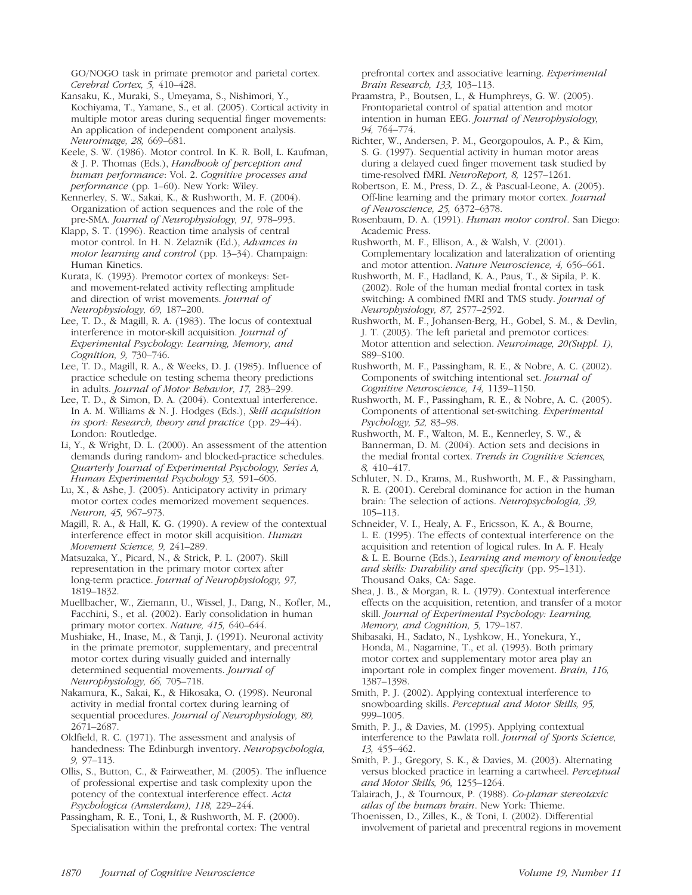GO/NOGO task in primate premotor and parietal cortex. *Cerebral Cortex, 5,* 410–428.

Kansaku, K., Muraki, S., Umeyama, S., Nishimori, Y., Kochiyama, T., Yamane, S., et al. (2005). Cortical activity in multiple motor areas during sequential finger movements: An application of independent component analysis. *Neuroimage, 28,* 669–681.

Keele, S. W. (1986). Motor control. In K. R. Boll, L. Kaufman, & J. P. Thomas (Eds.), *Handbook of perception and human performance*: Vol. 2. *Cognitive processes and performance* (pp. 1–60). New York: Wiley.

Kennerley, S. W., Sakai, K., & Rushworth, M. F. (2004). Organization of action sequences and the role of the pre-SMA. *Journal of Neurophysiology, 91,* 978–993.

Klapp, S. T. (1996). Reaction time analysis of central motor control. In H. N. Zelaznik (Ed.), *Advances in motor learning and control* (pp. 13–34). Champaign: Human Kinetics.

Kurata, K. (1993). Premotor cortex of monkeys: Set- and movement-related activity reflecting amplitude and direction of wrist movements. *Journal of Neurophysiology, 69,* 187–200.

Lee, T. D., & Magill, R. A. (1983). The locus of contextual interference in motor-skill acquisition. *Journal of Experimental Psychology: Learning, Memory, and Cognition, 9,* 730–746.

Lee, T. D., Magill, R. A., & Weeks, D. J. (1985). Influence of practice schedule on testing schema theory predictions in adults. *Journal of Motor Behavior, 17,* 283–299.

Lee, T. D., & Simon, D. A. (2004). Contextual interference. In A. M. Williams & N. J. Hodges (Eds.), *Skill acquisition in sport: Research, theory and practice* (pp. 29–44). London: Routledge.

Li, Y., & Wright, D. L. (2000). An assessment of the attention demands during random- and blocked-practice schedules. *Quarterly Journal of Experimental Psychology, Series A, Human Experimental Psychology 53,* 591–606.

Lu, X., & Ashe, J. (2005). Anticipatory activity in primary motor cortex codes memorized movement sequences. *Neuron, 45,* 967–973.

Magill, R. A., & Hall, K. G. (1990). A review of the contextual interference effect in motor skill acquisition. *Human Movement Science, 9,* 241–289.

Matsuzaka, Y., Picard, N., & Strick, P. L. (2007). Skill representation in the primary motor cortex after long-term practice. *Journal of Neurophysiology, 97,* 1819–1832.

Muellbacher, W., Ziemann, U., Wissel, J., Dang, N., Kofler, M., Facchini, S., et al. (2002). Early consolidation in human primary motor cortex. *Nature, 415,* 640–644.

Mushiake, H., Inase, M., & Tanji, J. (1991). Neuronal activity in the primate premotor, supplementary, and precentral motor cortex during visually guided and internally determined sequential movements. *Journal of Neurophysiology, 66,* 705–718.

Nakamura, K., Sakai, K., & Hikosaka, O. (1998). Neuronal activity in medial frontal cortex during learning of sequential procedures. *Journal of Neurophysiology, 80,* 2671–2687.

Oldfield, R. C. (1971). The assessment and analysis of handedness: The Edinburgh inventory. *Neuropsychologia, 9,* 97–113.

Ollis, S., Button, C., & Fairweather, M. (2005). The influence of professional expertise and task complexity upon the potency of the contextual interference effect. *Acta Psychologica (Amsterdam), 118,* 229–244.

Passingham, R. E., Toni, I., & Rushworth, M. F. (2000). Specialisation within the prefrontal cortex: The ventral prefrontal cortex and associative learning. *Experimental Brain Research, 133,* 103–113.

Praamstra, P., Boutsen, L., & Humphreys, G. W. (2005). Frontoparietal control of spatial attention and motor intention in human EEG. *Journal of Neurophysiology, 94,* 764–774.

Richter, W., Andersen, P. M., Georgopoulos, A. P., & Kim, S. G. (1997). Sequential activity in human motor areas during a delayed cued finger movement task studied by time-resolved fMRI. *NeuroReport, 8,* 1257–1261.

Robertson, E. M., Press, D. Z., & Pascual-Leone, A. (2005). Off-line learning and the primary motor cortex. *Journal of Neuroscience, 25,* 6372–6378.

Rosenbaum, D. A. (1991). *Human motor control*. San Diego: Academic Press.

Rushworth, M. F., Ellison, A., & Walsh, V. (2001). Complementary localization and lateralization of orienting and motor attention. *Nature Neuroscience, 4,* 656–661.

Rushworth, M. F., Hadland, K. A., Paus, T., & Sipila, P. K. (2002). Role of the human medial frontal cortex in task switching: A combined fMRI and TMS study. *Journal of Neurophysiology, 87,* 2577–2592.

Rushworth, M. F., Johansen-Berg, H., Gobel, S. M., & Devlin, J. T. (2003). The left parietal and premotor cortices: Motor attention and selection. *Neuroimage, 20(Suppl. 1),* S89–S100.

Rushworth, M. F., Passingham, R. E., & Nobre, A. C. (2002). Components of switching intentional set. *Journal of Cognitive Neuroscience, 14,* 1139–1150.

Rushworth, M. F., Passingham, R. E., & Nobre, A. C. (2005). Components of attentional set-switching. *Experimental Psychology, 52,* 83–98.

Rushworth, M. F., Walton, M. E., Kennerley, S. W., & Bannerman, D. M. (2004). Action sets and decisions in the medial frontal cortex. *Trends in Cognitive Sciences, 8,* 410–417.

Schluter, N. D., Krams, M., Rushworth, M. F., & Passingham, R. E. (2001). Cerebral dominance for action in the human brain: The selection of actions. *Neuropsychologia, 39,* 105–113.

Schneider, V. I., Healy, A. F., Ericsson, K. A., & Bourne, L. E. (1995). The effects of contextual interference on the acquisition and retention of logical rules. In A. F. Healy & L. E. Bourne (Eds.), *Learning and memory of knowledge and skills: Durability and specificity* (pp. 95–131). Thousand Oaks, CA: Sage.

Shea, J. B., & Morgan, R. L. (1979). Contextual interference effects on the acquisition, retention, and transfer of a motor skill. *Journal of Experimental Psychology: Learning, Memory, and Cognition, 5,* 179–187.

Shibasaki, H., Sadato, N., Lyshkow, H., Yonekura, Y., Honda, M., Nagamine, T., et al. (1993). Both primary motor cortex and supplementary motor area play an important role in complex finger movement. *Brain, 116,* 1387–1398.

Smith, P. J. (2002). Applying contextual interference to snowboarding skills. *Perceptual and Motor Skills, 95,* 999–1005.

Smith, P. J., & Davies, M. (1995). Applying contextual interference to the Pawlata roll. *Journal of Sports Science, 13,* 455–462.

Smith, P. J., Gregory, S. K., & Davies, M. (2003). Alternating versus blocked practice in learning a cartwheel. *Perceptual and Motor Skills, 96,* 1255–1264.

Talairach, J., & Tournoux, P. (1988). *Co-planar stereotaxic atlas of the human brain*. New York: Thieme.

Thoenissen, D., Zilles, K., & Toni, I. (2002). Differential involvement of parietal and precentral regions in movement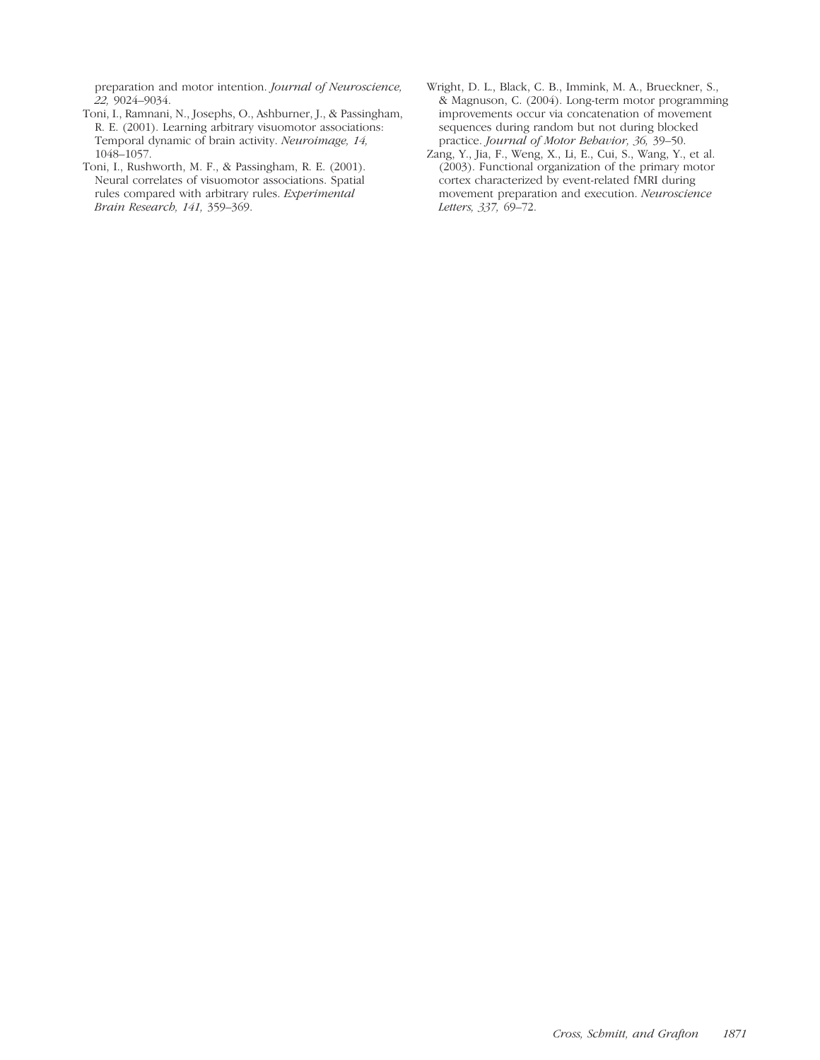preparation and motor intention. *Journal of Neuroscience, 22,* 9024–9034.

Toni, I., Ramnani, N., Josephs, O., Ashburner, J., & Passingham, R. E. (2001). Learning arbitrary visuomotor associations: Temporal dynamic of brain activity. *Neuroimage, 14,* 1048–1057.

Toni, I., Rushworth, M. F., & Passingham, R. E. (2001). Neural correlates of visuomotor associations. Spatial rules compared with arbitrary rules. *Experimental Brain Research, 141,* 359–369.

Wright, D. L., Black, C. B., Immink, M. A., Brueckner, S., & Magnuson, C. (2004). Long-term motor programming improvements occur via concatenation of movement sequences during random but not during blocked practice. *Journal of Motor Behavior, 36,* 39–50.

Zang, Y., Jia, F., Weng, X., Li, E., Cui, S., Wang, Y., et al. (2003). Functional organization of the primary motor cortex characterized by event-related fMRI during movement preparation and execution. *Neuroscience Letters, 337,* 69–72.